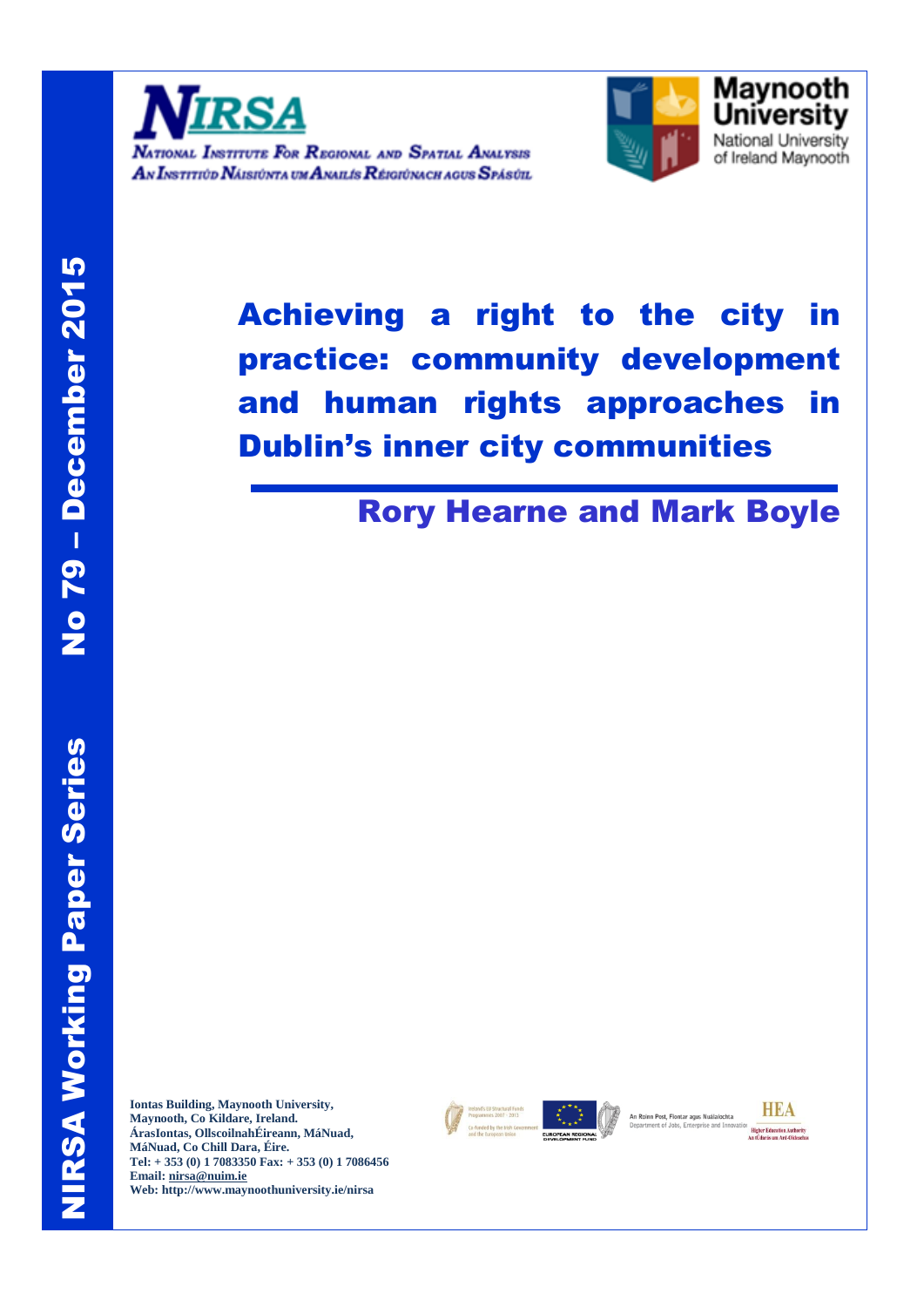NIRSA Working Paper Series

No 79 – December 2015

NIRSA

National Institute For Regional and Spatial Analysis

An Institiúid Náisiúnta um Anailís Réigiúnach agus Spásúil

Maynooth University

National University of Ireland Maynooth

# Achieving a right to the city in practice: community development and human rights approaches in Dublin's inner city communities

## Rory Hearne and Mark Boyle

**Iontas Building, Maynooth University, Maynooth, Co Kildare, Ireland.**
**ÁrasIontas, OllscoilnahÉireann, MáNuad, MáNuad, Co Chill Dara, Éire.**
**Tel: + 353 (0) 1 7083350 Fax: + 353 (0) 1 7086456**
**Email: nirsa@nuim.ie**
**Web: http://www.maynoothuniversity.ie/nirsa**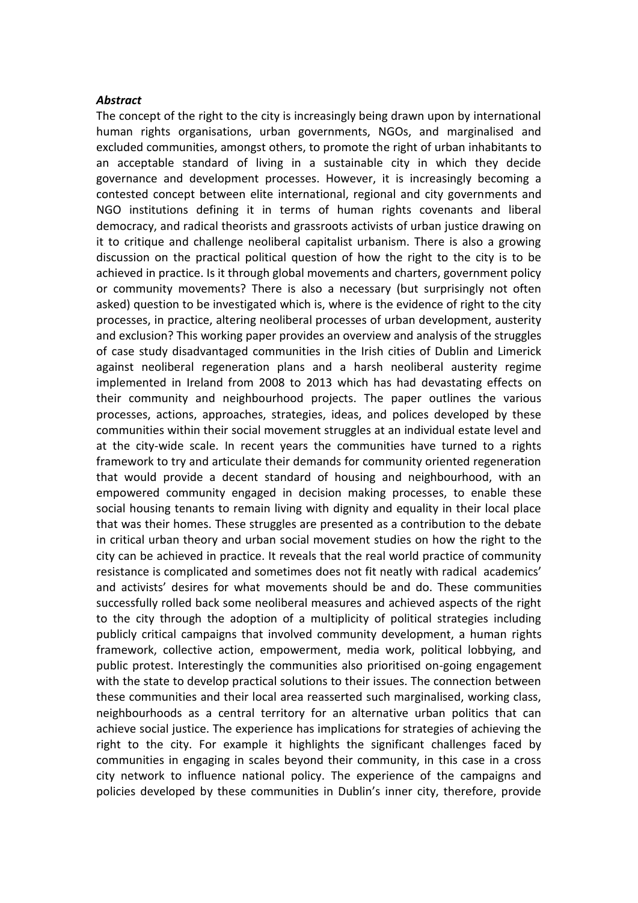### *Abstract*

The concept of the right to the city is increasingly being drawn upon by international human rights organisations, urban governments, NGOs, and marginalised and excluded communities, amongst others, to promote the right of urban inhabitants to an acceptable standard of living in a sustainable city in which they decide governance and development processes. However, it is increasingly becoming a contested concept between elite international, regional and city governments and NGO institutions defining it in terms of human rights covenants and liberal democracy, and radical theorists and grassroots activists of urban justice drawing on it to critique and challenge neoliberal capitalist urbanism. There is also a growing discussion on the practical political question of how the right to the city is to be achieved in practice. Is it through global movements and charters, government policy or community movements? There is also a necessary (but surprisingly not often asked) question to be investigated which is, where is the evidence of right to the city processes, in practice, altering neoliberal processes of urban development, austerity and exclusion? This working paper provides an overview and analysis of the struggles of case study disadvantaged communities in the Irish cities of Dublin and Limerick against neoliberal regeneration plans and a harsh neoliberal austerity regime implemented in Ireland from 2008 to 2013 which has had devastating effects on their community and neighbourhood projects. The paper outlines the various processes, actions, approaches, strategies, ideas, and polices developed by these communities within their social movement struggles at an individual estate level and at the city-wide scale. In recent years the communities have turned to a rights framework to try and articulate their demands for community oriented regeneration that would provide a decent standard of housing and neighbourhood, with an empowered community engaged in decision making processes, to enable these social housing tenants to remain living with dignity and equality in their local place that was their homes. These struggles are presented as a contribution to the debate in critical urban theory and urban social movement studies on how the right to the city can be achieved in practice. It reveals that the real world practice of community resistance is complicated and sometimes does not fit neatly with radical academics' and activists' desires for what movements should be and do. These communities successfully rolled back some neoliberal measures and achieved aspects of the right to the city through the adoption of a multiplicity of political strategies including publicly critical campaigns that involved community development, a human rights framework, collective action, empowerment, media work, political lobbying, and public protest. Interestingly the communities also prioritised on-going engagement with the state to develop practical solutions to their issues. The connection between these communities and their local area reasserted such marginalised, working class, neighbourhoods as a central territory for an alternative urban politics that can achieve social justice. The experience has implications for strategies of achieving the right to the city. For example it highlights the significant challenges faced by communities in engaging in scales beyond their community, in this case in a cross city network to influence national policy. The experience of the campaigns and policies developed by these communities in Dublin's inner city, therefore, provide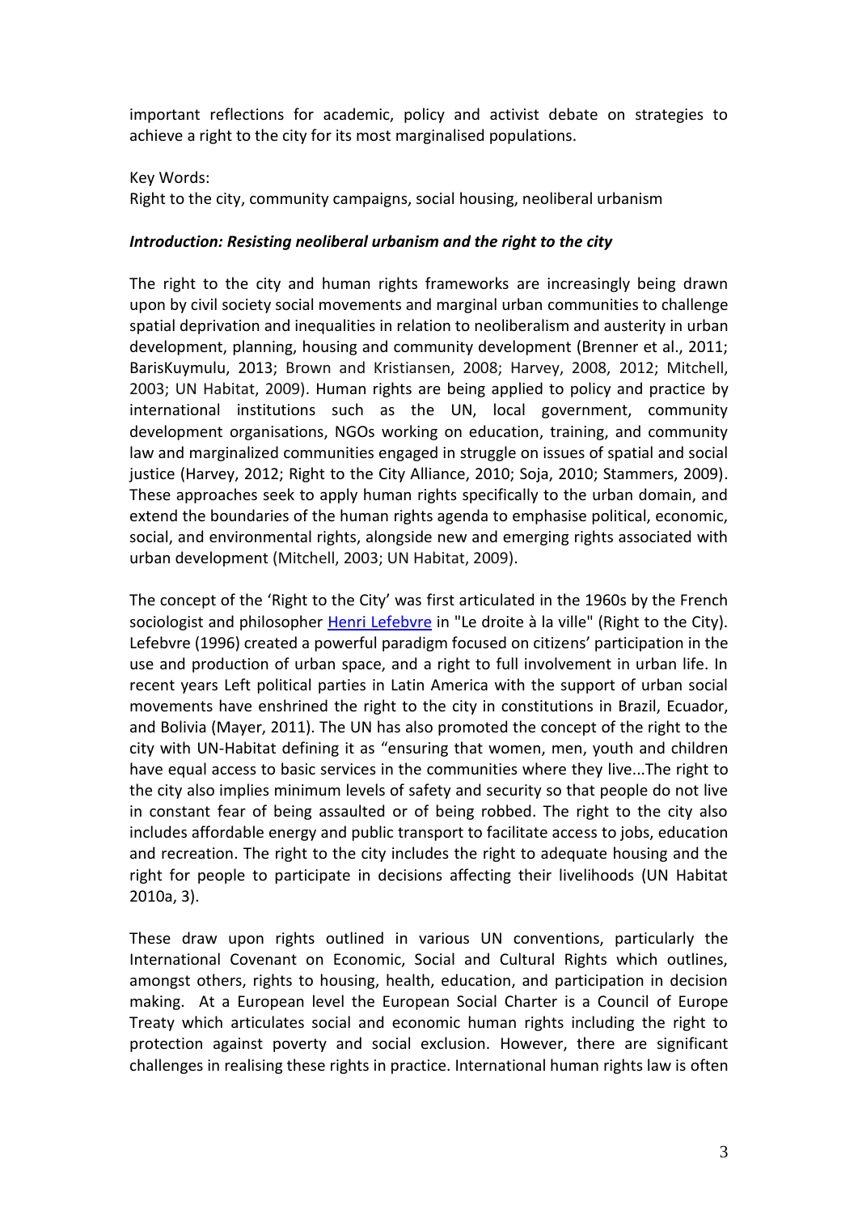important reflections for academic, policy and activist debate on strategies to achieve a right to the city for its most marginalised populations.

Key Words:
Right to the city, community campaigns, social housing, neoliberal urbanism

***Introduction: Resisting neoliberal urbanism and the right to the city***

The right to the city and human rights frameworks are increasingly being drawn upon by civil society social movements and marginal urban communities to challenge spatial deprivation and inequalities in relation to neoliberalism and austerity in urban development, planning, housing and community development (Brenner et al., 2011; BarisKuymulu, 2013; Brown and Kristiansen, 2008; Harvey, 2008, 2012; Mitchell, 2003; UN Habitat, 2009). Human rights are being applied to policy and practice by international institutions such as the UN, local government, community development organisations, NGOs working on education, training, and community law and marginalized communities engaged in struggle on issues of spatial and social justice (Harvey, 2012; Right to the City Alliance, 2010; Soja, 2010; Stammers, 2009). These approaches seek to apply human rights specifically to the urban domain, and extend the boundaries of the human rights agenda to emphasise political, economic, social, and environmental rights, alongside new and emerging rights associated with urban development (Mitchell, 2003; UN Habitat, 2009).

The concept of the 'Right to the City' was first articulated in the 1960s by the French sociologist and philosopher Henri Lefebvre in "Le droite à la ville" (Right to the City). Lefebvre (1996) created a powerful paradigm focused on citizens' participation in the use and production of urban space, and a right to full involvement in urban life. In recent years Left political parties in Latin America with the support of urban social movements have enshrined the right to the city in constitutions in Brazil, Ecuador, and Bolivia (Mayer, 2011). The UN has also promoted the concept of the right to the city with UN-Habitat defining it as "ensuring that women, men, youth and children have equal access to basic services in the communities where they live...The right to the city also implies minimum levels of safety and security so that people do not live in constant fear of being assaulted or of being robbed. The right to the city also includes affordable energy and public transport to facilitate access to jobs, education and recreation. The right to the city includes the right to adequate housing and the right for people to participate in decisions affecting their livelihoods (UN Habitat 2010a, 3).

These draw upon rights outlined in various UN conventions, particularly the International Covenant on Economic, Social and Cultural Rights which outlines, amongst others, rights to housing, health, education, and participation in decision making. At a European level the European Social Charter is a Council of Europe Treaty which articulates social and economic human rights including the right to protection against poverty and social exclusion. However, there are significant challenges in realising these rights in practice. International human rights law is often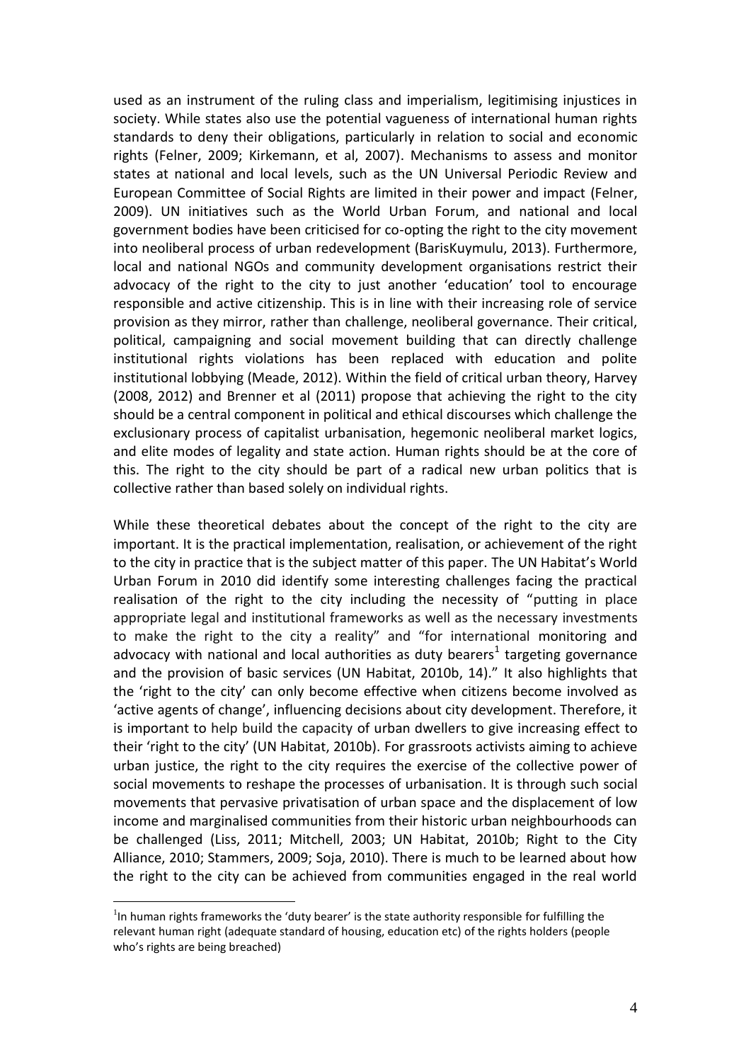used as an instrument of the ruling class and imperialism, legitimising injustices in society. While states also use the potential vagueness of international human rights standards to deny their obligations, particularly in relation to social and economic rights (Felner, 2009; Kirkemann, et al, 2007). Mechanisms to assess and monitor states at national and local levels, such as the UN Universal Periodic Review and European Committee of Social Rights are limited in their power and impact (Felner, 2009). UN initiatives such as the World Urban Forum, and national and local government bodies have been criticised for co-opting the right to the city movement into neoliberal process of urban redevelopment (BarisKuymulu, 2013). Furthermore, local and national NGOs and community development organisations restrict their advocacy of the right to the city to just another 'education' tool to encourage responsible and active citizenship. This is in line with their increasing role of service provision as they mirror, rather than challenge, neoliberal governance. Their critical, political, campaigning and social movement building that can directly challenge institutional rights violations has been replaced with education and polite institutional lobbying (Meade, 2012). Within the field of critical urban theory, Harvey (2008, 2012) and Brenner et al (2011) propose that achieving the right to the city should be a central component in political and ethical discourses which challenge the exclusionary process of capitalist urbanisation, hegemonic neoliberal market logics, and elite modes of legality and state action. Human rights should be at the core of this. The right to the city should be part of a radical new urban politics that is collective rather than based solely on individual rights.

While these theoretical debates about the concept of the right to the city are important. It is the practical implementation, realisation, or achievement of the right to the city in practice that is the subject matter of this paper. The UN Habitat's World Urban Forum in 2010 did identify some interesting challenges facing the practical realisation of the right to the city including the necessity of "putting in place appropriate legal and institutional frameworks as well as the necessary investments to make the right to the city a reality" and "for international monitoring and advocacy with national and local authorities as duty bearers[1] targeting governance and the provision of basic services (UN Habitat, 2010b, 14)." It also highlights that the 'right to the city' can only become effective when citizens become involved as 'active agents of change', influencing decisions about city development. Therefore, it is important to help build the capacity of urban dwellers to give increasing effect to their 'right to the city' (UN Habitat, 2010b). For grassroots activists aiming to achieve urban justice, the right to the city requires the exercise of the collective power of social movements to reshape the processes of urbanisation. It is through such social movements that pervasive privatisation of urban space and the displacement of low income and marginalised communities from their historic urban neighbourhoods can be challenged (Liss, 2011; Mitchell, 2003; UN Habitat, 2010b; Right to the City Alliance, 2010; Stammers, 2009; Soja, 2010). There is much to be learned about how the right to the city can be achieved from communities engaged in the real world

[1] In human rights frameworks the 'duty bearer' is the state authority responsible for fulfilling the relevant human right (adequate standard of housing, education etc) of the rights holders (people who's rights are being breached)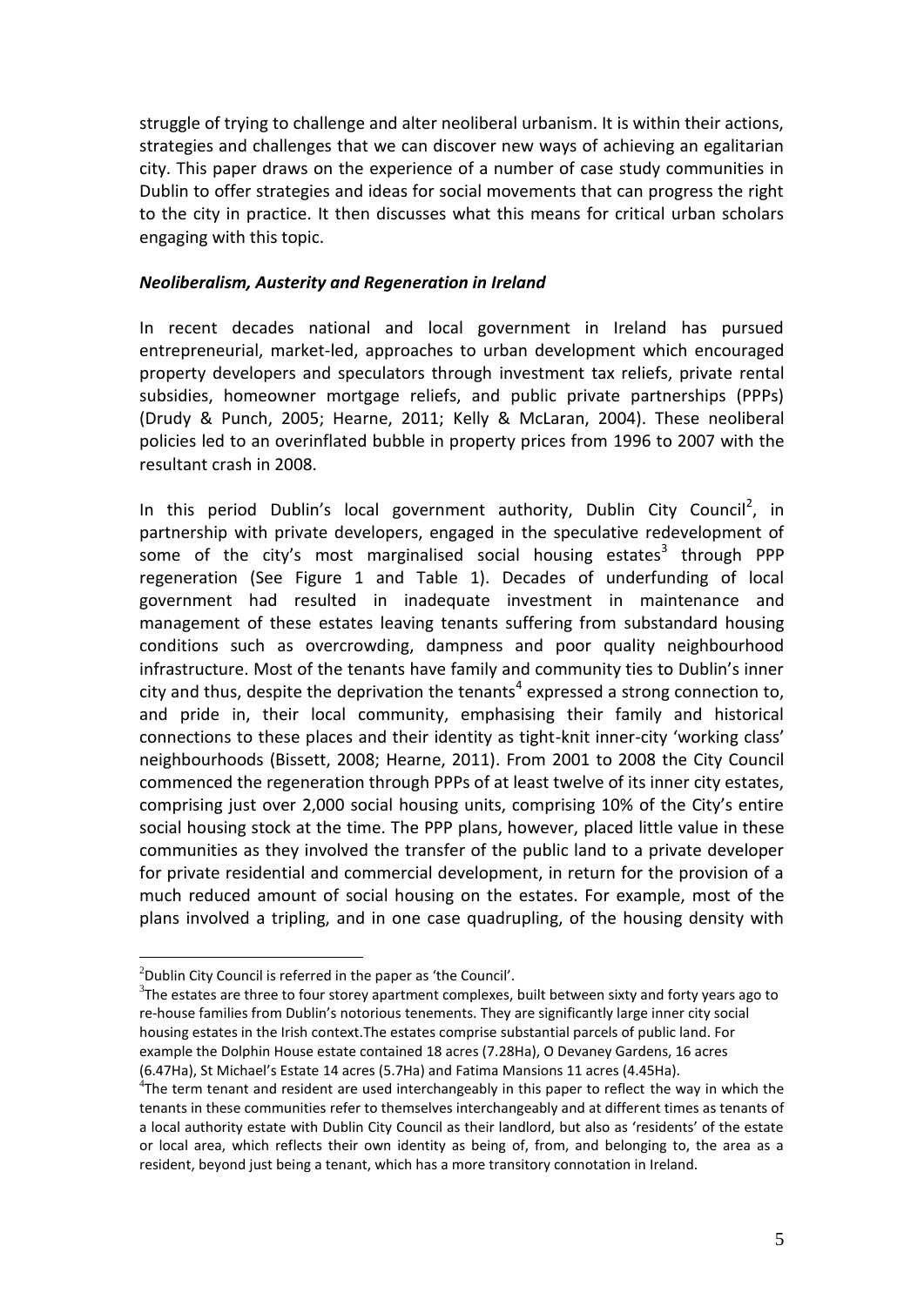struggle of trying to challenge and alter neoliberal urbanism. It is within their actions, strategies and challenges that we can discover new ways of achieving an egalitarian city. This paper draws on the experience of a number of case study communities in Dublin to offer strategies and ideas for social movements that can progress the right to the city in practice. It then discusses what this means for critical urban scholars engaging with this topic.

### ***Neoliberalism, Austerity and Regeneration in Ireland***

In recent decades national and local government in Ireland has pursued entrepreneurial, market-led, approaches to urban development which encouraged property developers and speculators through investment tax reliefs, private rental subsidies, homeowner mortgage reliefs, and public private partnerships (PPPs) (Drudy & Punch, 2005; Hearne, 2011; Kelly & McLaran, 2004). These neoliberal policies led to an overinflated bubble in property prices from 1996 to 2007 with the resultant crash in 2008.

In this period Dublin's local government authority, Dublin City Council[2], in partnership with private developers, engaged in the speculative redevelopment of some of the city's most marginalised social housing estates[3] through PPP regeneration (See Figure 1 and Table 1). Decades of underfunding of local government had resulted in inadequate investment in maintenance and management of these estates leaving tenants suffering from substandard housing conditions such as overcrowding, dampness and poor quality neighbourhood infrastructure. Most of the tenants have family and community ties to Dublin's inner city and thus, despite the deprivation the tenants[4] expressed a strong connection to, and pride in, their local community, emphasising their family and historical connections to these places and their identity as tight-knit inner-city 'working class' neighbourhoods (Bissett, 2008; Hearne, 2011). From 2001 to 2008 the City Council commenced the regeneration through PPPs of at least twelve of its inner city estates, comprising just over 2,000 social housing units, comprising 10% of the City's entire social housing stock at the time. The PPP plans, however, placed little value in these communities as they involved the transfer of the public land to a private developer for private residential and commercial development, in return for the provision of a much reduced amount of social housing on the estates. For example, most of the plans involved a tripling, and in one case quadrupling, of the housing density with

---

[2]Dublin City Council is referred in the paper as 'the Council'.

[3]The estates are three to four storey apartment complexes, built between sixty and forty years ago to re-house families from Dublin's notorious tenements. They are significantly large inner city social housing estates in the Irish context.The estates comprise substantial parcels of public land. For example the Dolphin House estate contained 18 acres (7.28Ha), O Devaney Gardens, 16 acres (6.47Ha), St Michael's Estate 14 acres (5.7Ha) and Fatima Mansions 11 acres (4.45Ha).

[4]The term tenant and resident are used interchangeably in this paper to reflect the way in which the tenants in these communities refer to themselves interchangeably and at different times as tenants of a local authority estate with Dublin City Council as their landlord, but also as 'residents' of the estate or local area, which reflects their own identity as being of, from, and belonging to, the area as a resident, beyond just being a tenant, which has a more transitory connotation in Ireland.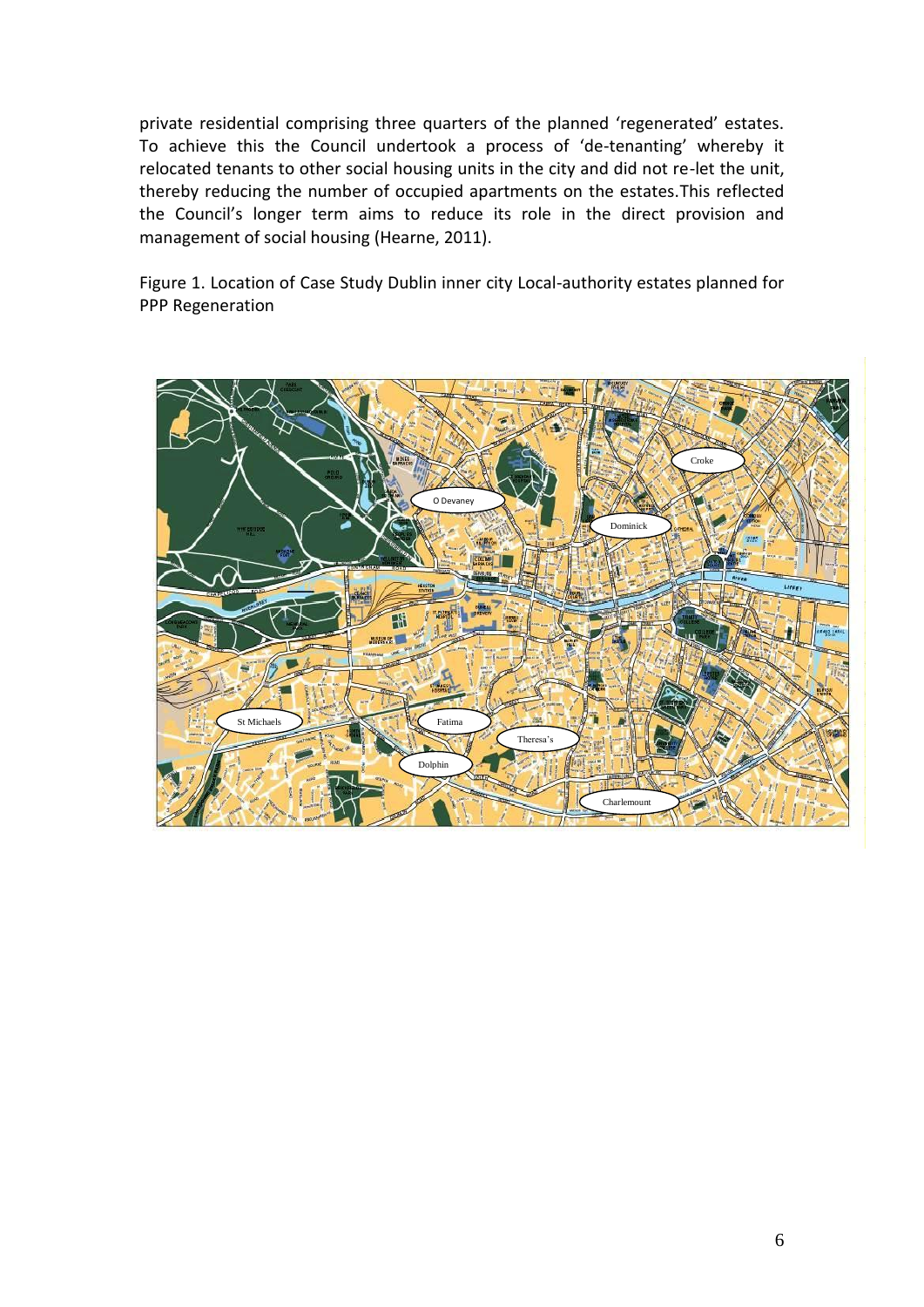private residential comprising three quarters of the planned 'regenerated' estates. To achieve this the Council undertook a process of 'de-tenanting' whereby it relocated tenants to other social housing units in the city and did not re-let the unit, thereby reducing the number of occupied apartments on the estates.This reflected the Council's longer term aims to reduce its role in the direct provision and management of social housing (Hearne, 2011).

Figure 1. Location of Case Study Dublin inner city Local-authority estates planned for PPP Regeneration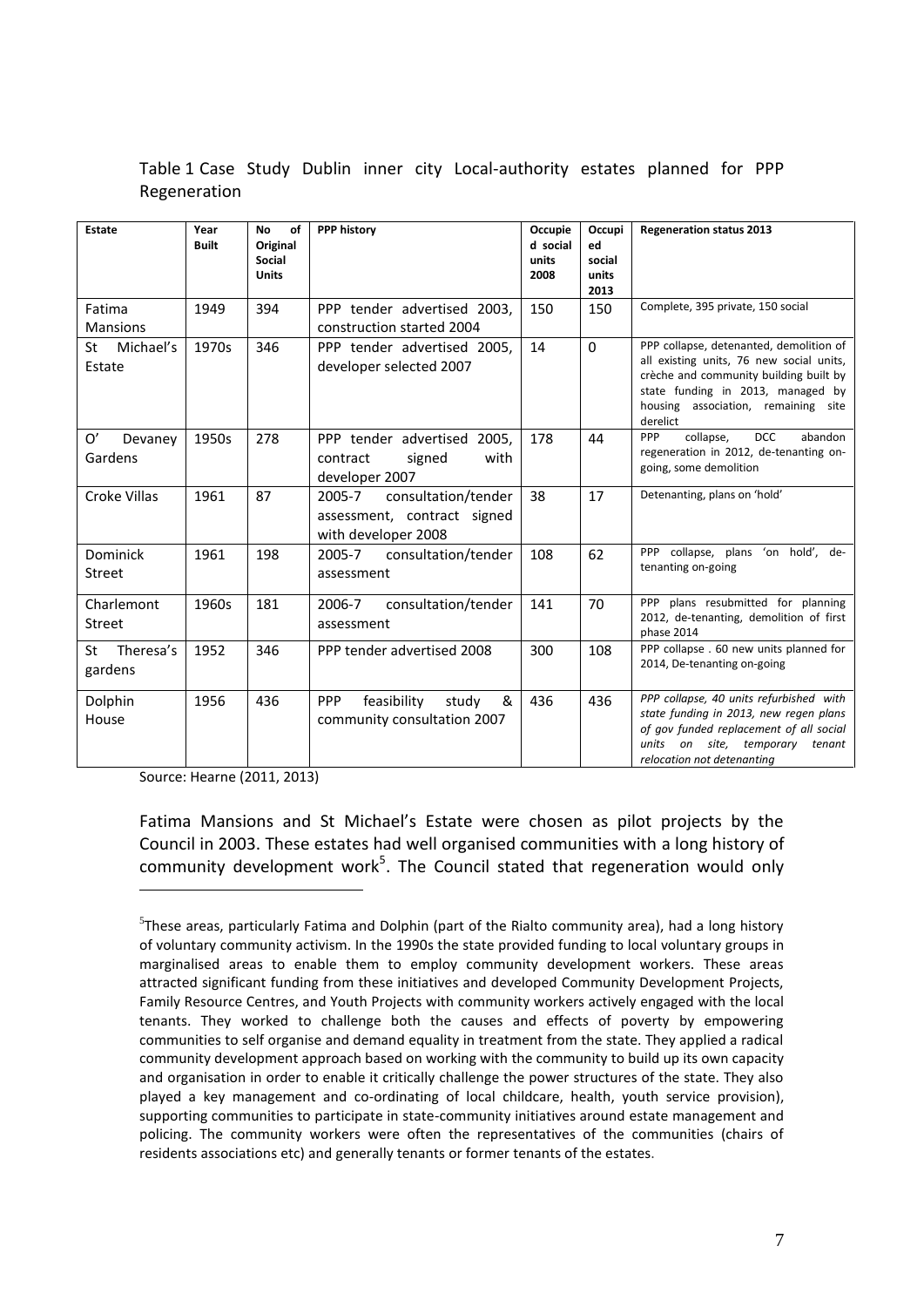Table 1 Case Study Dublin inner city Local-authority estates planned for PPP Regeneration

| Estate | Year Built | No of Original Social Units | PPP history | Occupied social units 2008 | Occupied social units 2013 | Regeneration status 2013 |
|---|---|---|---|---|---|---|
| Fatima Mansions | 1949 | 394 | PPP tender advertised 2003, construction started 2004 | 150 | 150 | Complete, 395 private, 150 social |
| St Michael's Estate | 1970s | 346 | PPP tender advertised 2005, developer selected 2007 | 14 | 0 | PPP collapse, detenanted, demolition of all existing units, 76 new social units, crèche and community building built by state funding in 2013, managed by housing association, remaining site derelict |
| O' Devaney Gardens | 1950s | 278 | PPP tender advertised 2005, contract signed with developer 2007 | 178 | 44 | PPP collapse, DCC abandon regeneration in 2012, de-tenanting on-going, some demolition |
| Croke Villas | 1961 | 87 | 2005-7 consultation/tender assessment, contract signed with developer 2008 | 38 | 17 | Detenanting, plans on 'hold' |
| Dominick Street | 1961 | 198 | 2005-7 consultation/tender assessment | 108 | 62 | PPP collapse, plans 'on hold', de-tenanting on-going |
| Charlemont Street | 1960s | 181 | 2006-7 consultation/tender assessment | 141 | 70 | PPP plans resubmitted for planning 2012, de-tenanting, demolition of first phase 2014 |
| St Theresa's gardens | 1952 | 346 | PPP tender advertised 2008 | 300 | 108 | PPP collapse . 60 new units planned for 2014, De-tenanting on-going |
| Dolphin House | 1956 | 436 | PPP feasibility study & community consultation 2007 | 436 | 436 | *PPP collapse, 40 units refurbished with state funding in 2013, new regen plans of gov funded replacement of all social units on site, temporary tenant relocation not detenanting* |

Source: Hearne (2011, 2013)

Fatima Mansions and St Michael's Estate were chosen as pilot projects by the Council in 2003. These estates had well organised communities with a long history of community development work[5]. The Council stated that regeneration would only

[5] These areas, particularly Fatima and Dolphin (part of the Rialto community area), had a long history of voluntary community activism. In the 1990s the state provided funding to local voluntary groups in marginalised areas to enable them to employ community development workers. These areas attracted significant funding from these initiatives and developed Community Development Projects, Family Resource Centres, and Youth Projects with community workers actively engaged with the local tenants. They worked to challenge both the causes and effects of poverty by empowering communities to self organise and demand equality in treatment from the state. They applied a radical community development approach based on working with the community to build up its own capacity and organisation in order to enable it critically challenge the power structures of the state. They also played a key management and co-ordinating of local childcare, health, youth service provision), supporting communities to participate in state-community initiatives around estate management and policing. The community workers were often the representatives of the communities (chairs of residents associations etc) and generally tenants or former tenants of the estates.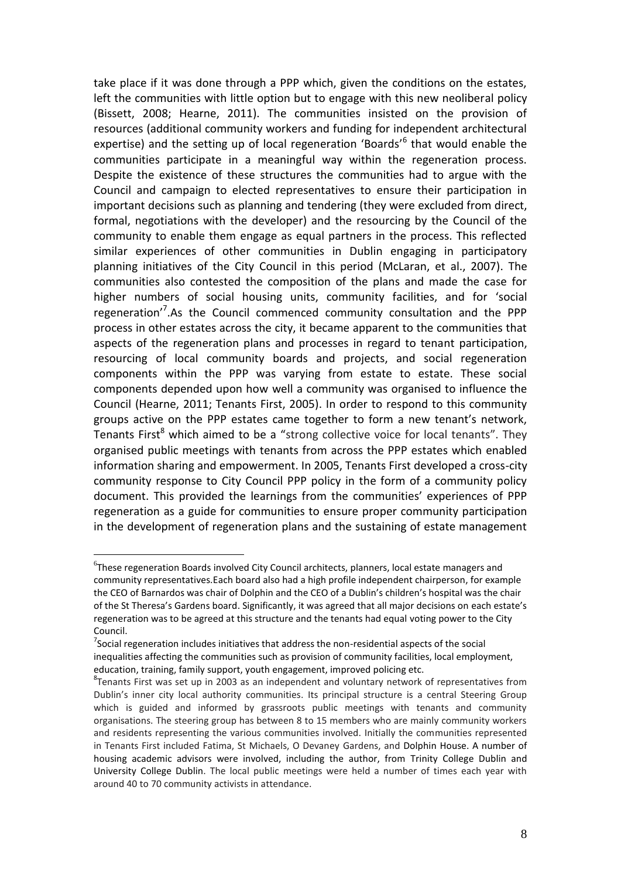take place if it was done through a PPP which, given the conditions on the estates, left the communities with little option but to engage with this new neoliberal policy (Bissett, 2008; Hearne, 2011). The communities insisted on the provision of resources (additional community workers and funding for independent architectural expertise) and the setting up of local regeneration 'Boards'[6] that would enable the communities participate in a meaningful way within the regeneration process. Despite the existence of these structures the communities had to argue with the Council and campaign to elected representatives to ensure their participation in important decisions such as planning and tendering (they were excluded from direct, formal, negotiations with the developer) and the resourcing by the Council of the community to enable them engage as equal partners in the process. This reflected similar experiences of other communities in Dublin engaging in participatory planning initiatives of the City Council in this period (McLaran, et al., 2007). The communities also contested the composition of the plans and made the case for higher numbers of social housing units, community facilities, and for 'social regeneration'[7].As the Council commenced community consultation and the PPP process in other estates across the city, it became apparent to the communities that aspects of the regeneration plans and processes in regard to tenant participation, resourcing of local community boards and projects, and social regeneration components within the PPP was varying from estate to estate. These social components depended upon how well a community was organised to influence the Council (Hearne, 2011; Tenants First, 2005). In order to respond to this community groups active on the PPP estates came together to form a new tenant's network, Tenants First[8] which aimed to be a "strong collective voice for local tenants". They organised public meetings with tenants from across the PPP estates which enabled information sharing and empowerment. In 2005, Tenants First developed a cross-city community response to City Council PPP policy in the form of a community policy document. This provided the learnings from the communities' experiences of PPP regeneration as a guide for communities to ensure proper community participation in the development of regeneration plans and the sustaining of estate management

[6] These regeneration Boards involved City Council architects, planners, local estate managers and community representatives.Each board also had a high profile independent chairperson, for example the CEO of Barnardos was chair of Dolphin and the CEO of a Dublin's children's hospital was the chair of the St Theresa's Gardens board. Significantly, it was agreed that all major decisions on each estate's regeneration was to be agreed at this structure and the tenants had equal voting power to the City Council.

[7] Social regeneration includes initiatives that address the non-residential aspects of the social inequalities affecting the communities such as provision of community facilities, local employment, education, training, family support, youth engagement, improved policing etc.

[8] Tenants First was set up in 2003 as an independent and voluntary network of representatives from Dublin's inner city local authority communities. Its principal structure is a central Steering Group which is guided and informed by grassroots public meetings with tenants and community organisations. The steering group has between 8 to 15 members who are mainly community workers and residents representing the various communities involved. Initially the communities represented in Tenants First included Fatima, St Michaels, O Devaney Gardens, and Dolphin House. A number of housing academic advisors were involved, including the author, from Trinity College Dublin and University College Dublin. The local public meetings were held a number of times each year with around 40 to 70 community activists in attendance.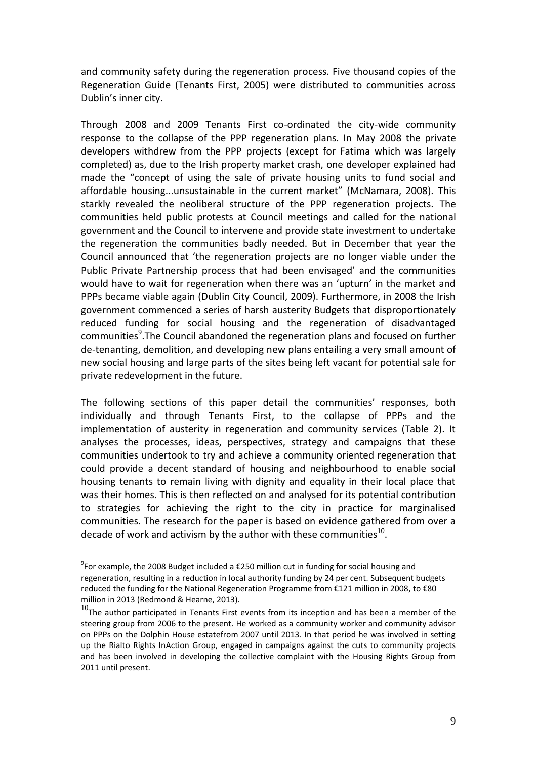and community safety during the regeneration process. Five thousand copies of the Regeneration Guide (Tenants First, 2005) were distributed to communities across Dublin's inner city.

Through 2008 and 2009 Tenants First co-ordinated the city-wide community response to the collapse of the PPP regeneration plans. In May 2008 the private developers withdrew from the PPP projects (except for Fatima which was largely completed) as, due to the Irish property market crash, one developer explained had made the "concept of using the sale of private housing units to fund social and affordable housing...unsustainable in the current market" (McNamara, 2008). This starkly revealed the neoliberal structure of the PPP regeneration projects. The communities held public protests at Council meetings and called for the national government and the Council to intervene and provide state investment to undertake the regeneration the communities badly needed. But in December that year the Council announced that 'the regeneration projects are no longer viable under the Public Private Partnership process that had been envisaged' and the communities would have to wait for regeneration when there was an 'upturn' in the market and PPPs became viable again (Dublin City Council, 2009). Furthermore, in 2008 the Irish government commenced a series of harsh austerity Budgets that disproportionately reduced funding for social housing and the regeneration of disadvantaged communities[9].The Council abandoned the regeneration plans and focused on further de-tenanting, demolition, and developing new plans entailing a very small amount of new social housing and large parts of the sites being left vacant for potential sale for private redevelopment in the future.

The following sections of this paper detail the communities' responses, both individually and through Tenants First, to the collapse of PPPs and the implementation of austerity in regeneration and community services (Table 2). It analyses the processes, ideas, perspectives, strategy and campaigns that these communities undertook to try and achieve a community oriented regeneration that could provide a decent standard of housing and neighbourhood to enable social housing tenants to remain living with dignity and equality in their local place that was their homes. This is then reflected on and analysed for its potential contribution to strategies for achieving the right to the city in practice for marginalised communities. The research for the paper is based on evidence gathered from over a decade of work and activism by the author with these communities[10].

---

[9]For example, the 2008 Budget included a €250 million cut in funding for social housing and regeneration, resulting in a reduction in local authority funding by 24 per cent. Subsequent budgets reduced the funding for the National Regeneration Programme from €121 million in 2008, to €80 million in 2013 (Redmond & Hearne, 2013).

[10]The author participated in Tenants First events from its inception and has been a member of the steering group from 2006 to the present. He worked as a community worker and community advisor on PPPs on the Dolphin House estatefrom 2007 until 2013. In that period he was involved in setting up the Rialto Rights InAction Group, engaged in campaigns against the cuts to community projects and has been involved in developing the collective complaint with the Housing Rights Group from 2011 until present.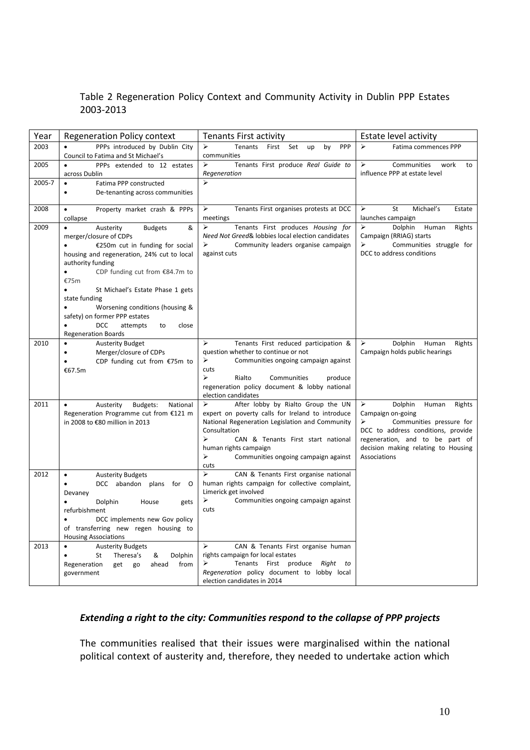Table 2 Regeneration Policy Context and Community Activity in Dublin PPP Estates 2003-2013

| Year | Regeneration Policy context | Tenants First activity | Estate level activity |
|---|---|---|---|
| 2003 | • PPPs introduced by Dublin City Council to Fatima and St Michael's | ➢ Tenants First Set up by PPP communities | ➢ Fatima commences PPP |
| 2005 | • PPPs extended to 12 estates across Dublin | ➢ Tenants First produce *Real Guide to Regeneration* | ➢ Communities work to influence PPP at estate level |
| 2005-7 | • Fatima PPP constructed<br>• De-tenanting across communities | ➢ | |
| 2008 | • Property market crash & PPPs collapse | ➢ Tenants First organises protests at DCC meetings | ➢ St Michael's Estate launches campaign |
| 2009 | • Austerity Budgets & merger/closure of CDPs<br>• €250m cut in funding for social housing and regeneration, 24% cut to local authority funding<br>• CDP funding cut from €84.7m to €75m<br>• St Michael's Estate Phase 1 gets state funding<br>• Worsening conditions (housing & safety) on former PPP estates<br>• DCC attempts to close Regeneration Boards | ➢ Tenants First produces *Housing for Need Not Greed*& lobbies local election candidates<br>➢ Community leaders organise campaign against cuts | ➢ Dolphin Human Rights Campaign (RRIAG) starts<br>➢ Communities struggle for DCC to address conditions |
| 2010 | • Austerity Budget<br>• Merger/closure of CDPs<br>• CDP funding cut from €75m to €67.5m | ➢ Tenants First reduced participation & question whether to continue or not<br>➢ Communities ongoing campaign against cuts<br>➢ Rialto Communities produce regeneration policy document & lobby national election candidates | ➢ Dolphin Human Rights Campaign holds public hearings |
| 2011 | • Austerity Budgets: National Regeneration Programme cut from €121 m in 2008 to €80 million in 2013 | ➢ After lobby by Rialto Group the UN expert on poverty calls for Ireland to introduce National Regeneration Legislation and Community Consultation<br>➢ CAN & Tenants First start national human rights campaign<br>➢ Communities ongoing campaign against cuts | ➢ Dolphin Human Rights Campaign on-going<br>➢ Communities pressure for DCC to address conditions, provide regeneration, and to be part of decision making relating to Housing Associations |
| 2012 | • Austerity Budgets<br>• DCC abandon plans for O Devaney<br>• Dolphin House gets refurbishment<br>• DCC implements new Gov policy of transferring new regen housing to Housing Associations | ➢ CAN & Tenants First organise national human rights campaign for collective complaint, Limerick get involved<br>➢ Communities ongoing campaign against cuts | |
| 2013 | • Austerity Budgets<br>• St Theresa's & Dolphin Regeneration get go ahead from government | ➢ CAN & Tenants First organise human rights campaign for local estates<br>➢ Tenants First produce *Right to Regeneration* policy document to lobby local election candidates in 2014 | |

### *Extending a right to the city: Communities respond to the collapse of PPP projects*

The communities realised that their issues were marginalised within the national political context of austerity and, therefore, they needed to undertake action which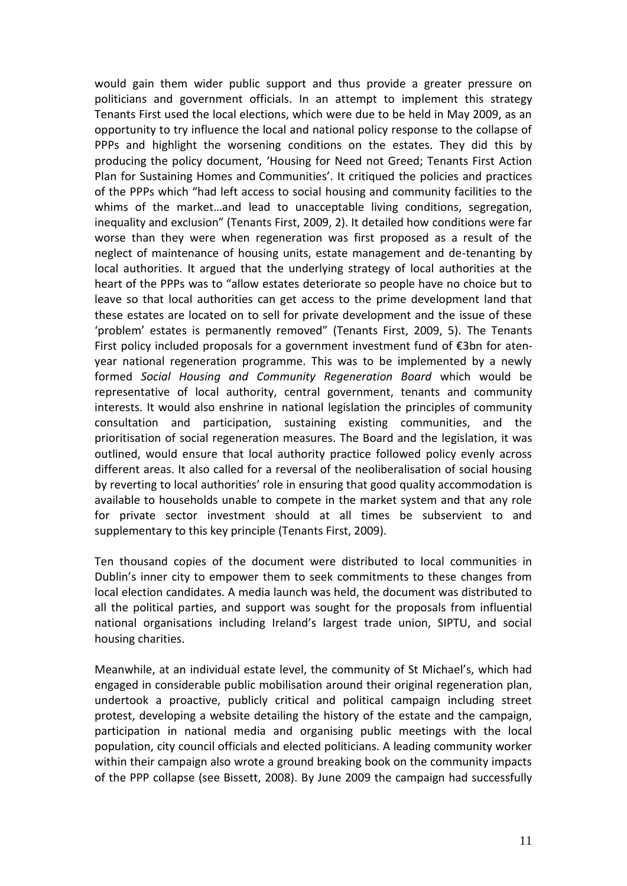would gain them wider public support and thus provide a greater pressure on politicians and government officials. In an attempt to implement this strategy Tenants First used the local elections, which were due to be held in May 2009, as an opportunity to try influence the local and national policy response to the collapse of PPPs and highlight the worsening conditions on the estates. They did this by producing the policy document, 'Housing for Need not Greed; Tenants First Action Plan for Sustaining Homes and Communities'. It critiqued the policies and practices of the PPPs which "had left access to social housing and community facilities to the whims of the market…and lead to unacceptable living conditions, segregation, inequality and exclusion" (Tenants First, 2009, 2). It detailed how conditions were far worse than they were when regeneration was first proposed as a result of the neglect of maintenance of housing units, estate management and de-tenanting by local authorities. It argued that the underlying strategy of local authorities at the heart of the PPPs was to "allow estates deteriorate so people have no choice but to leave so that local authorities can get access to the prime development land that these estates are located on to sell for private development and the issue of these 'problem' estates is permanently removed" (Tenants First, 2009, 5). The Tenants First policy included proposals for a government investment fund of €3bn for aten-year national regeneration programme. This was to be implemented by a newly formed *Social Housing and Community Regeneration Board* which would be representative of local authority, central government, tenants and community interests. It would also enshrine in national legislation the principles of community consultation and participation, sustaining existing communities, and the prioritisation of social regeneration measures. The Board and the legislation, it was outlined, would ensure that local authority practice followed policy evenly across different areas. It also called for a reversal of the neoliberalisation of social housing by reverting to local authorities' role in ensuring that good quality accommodation is available to households unable to compete in the market system and that any role for private sector investment should at all times be subservient to and supplementary to this key principle (Tenants First, 2009).

Ten thousand copies of the document were distributed to local communities in Dublin's inner city to empower them to seek commitments to these changes from local election candidates. A media launch was held, the document was distributed to all the political parties, and support was sought for the proposals from influential national organisations including Ireland's largest trade union, SIPTU, and social housing charities.

Meanwhile, at an individual estate level, the community of St Michael's, which had engaged in considerable public mobilisation around their original regeneration plan, undertook a proactive, publicly critical and political campaign including street protest, developing a website detailing the history of the estate and the campaign, participation in national media and organising public meetings with the local population, city council officials and elected politicians. A leading community worker within their campaign also wrote a ground breaking book on the community impacts of the PPP collapse (see Bissett, 2008). By June 2009 the campaign had successfully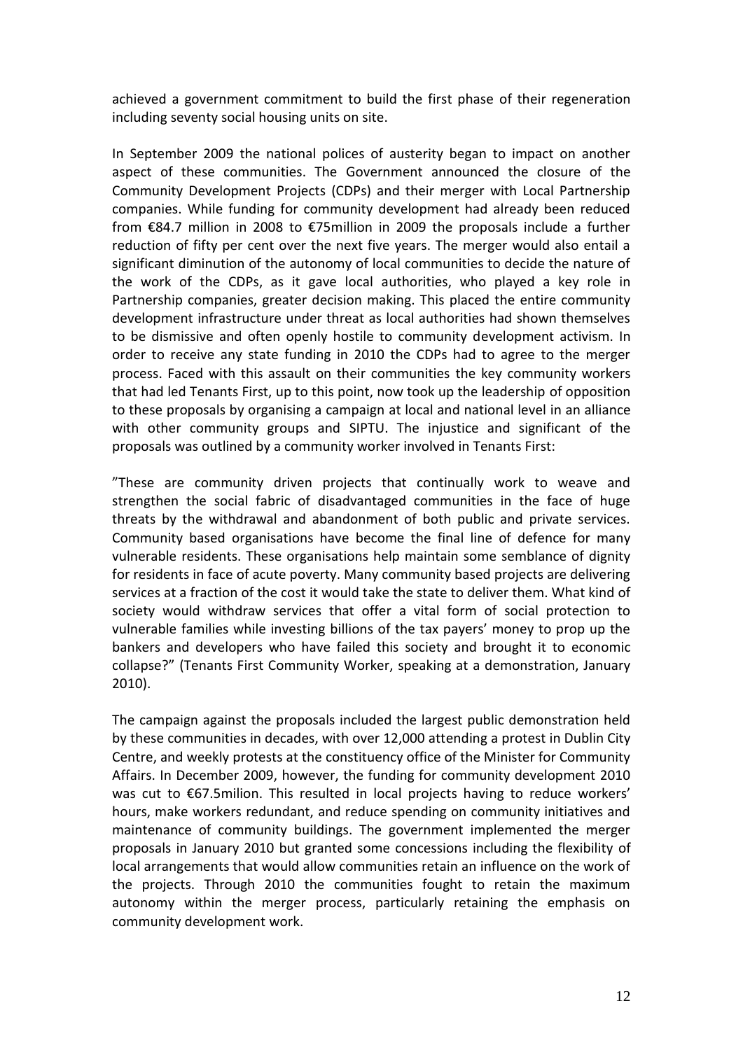achieved a government commitment to build the first phase of their regeneration including seventy social housing units on site.

In September 2009 the national polices of austerity began to impact on another aspect of these communities. The Government announced the closure of the Community Development Projects (CDPs) and their merger with Local Partnership companies. While funding for community development had already been reduced from €84.7 million in 2008 to €75million in 2009 the proposals include a further reduction of fifty per cent over the next five years. The merger would also entail a significant diminution of the autonomy of local communities to decide the nature of the work of the CDPs, as it gave local authorities, who played a key role in Partnership companies, greater decision making. This placed the entire community development infrastructure under threat as local authorities had shown themselves to be dismissive and often openly hostile to community development activism. In order to receive any state funding in 2010 the CDPs had to agree to the merger process. Faced with this assault on their communities the key community workers that had led Tenants First, up to this point, now took up the leadership of opposition to these proposals by organising a campaign at local and national level in an alliance with other community groups and SIPTU. The injustice and significant of the proposals was outlined by a community worker involved in Tenants First:

"These are community driven projects that continually work to weave and strengthen the social fabric of disadvantaged communities in the face of huge threats by the withdrawal and abandonment of both public and private services. Community based organisations have become the final line of defence for many vulnerable residents. These organisations help maintain some semblance of dignity for residents in face of acute poverty. Many community based projects are delivering services at a fraction of the cost it would take the state to deliver them. What kind of society would withdraw services that offer a vital form of social protection to vulnerable families while investing billions of the tax payers' money to prop up the bankers and developers who have failed this society and brought it to economic collapse?" (Tenants First Community Worker, speaking at a demonstration, January 2010).

The campaign against the proposals included the largest public demonstration held by these communities in decades, with over 12,000 attending a protest in Dublin City Centre, and weekly protests at the constituency office of the Minister for Community Affairs. In December 2009, however, the funding for community development 2010 was cut to €67.5milion. This resulted in local projects having to reduce workers' hours, make workers redundant, and reduce spending on community initiatives and maintenance of community buildings. The government implemented the merger proposals in January 2010 but granted some concessions including the flexibility of local arrangements that would allow communities retain an influence on the work of the projects. Through 2010 the communities fought to retain the maximum autonomy within the merger process, particularly retaining the emphasis on community development work.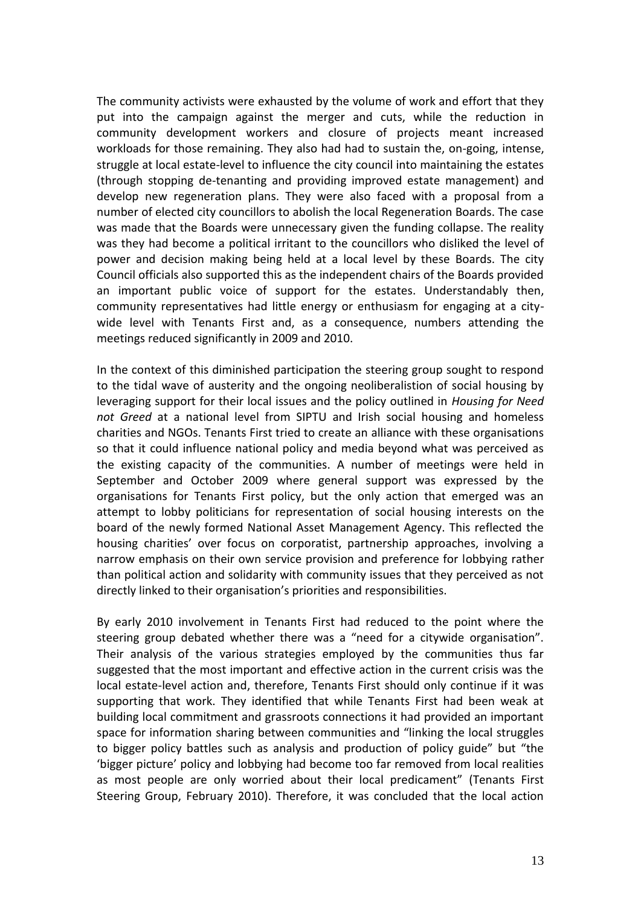The community activists were exhausted by the volume of work and effort that they put into the campaign against the merger and cuts, while the reduction in community development workers and closure of projects meant increased workloads for those remaining. They also had had to sustain the, on-going, intense, struggle at local estate-level to influence the city council into maintaining the estates (through stopping de-tenanting and providing improved estate management) and develop new regeneration plans. They were also faced with a proposal from a number of elected city councillors to abolish the local Regeneration Boards. The case was made that the Boards were unnecessary given the funding collapse. The reality was they had become a political irritant to the councillors who disliked the level of power and decision making being held at a local level by these Boards. The city Council officials also supported this as the independent chairs of the Boards provided an important public voice of support for the estates. Understandably then, community representatives had little energy or enthusiasm for engaging at a city-wide level with Tenants First and, as a consequence, numbers attending the meetings reduced significantly in 2009 and 2010.

In the context of this diminished participation the steering group sought to respond to the tidal wave of austerity and the ongoing neoliberalistion of social housing by leveraging support for their local issues and the policy outlined in *Housing for Need not Greed* at a national level from SIPTU and Irish social housing and homeless charities and NGOs. Tenants First tried to create an alliance with these organisations so that it could influence national policy and media beyond what was perceived as the existing capacity of the communities. A number of meetings were held in September and October 2009 where general support was expressed by the organisations for Tenants First policy, but the only action that emerged was an attempt to lobby politicians for representation of social housing interests on the board of the newly formed National Asset Management Agency. This reflected the housing charities' over focus on corporatist, partnership approaches, involving a narrow emphasis on their own service provision and preference for lobbying rather than political action and solidarity with community issues that they perceived as not directly linked to their organisation's priorities and responsibilities.

By early 2010 involvement in Tenants First had reduced to the point where the steering group debated whether there was a "need for a citywide organisation". Their analysis of the various strategies employed by the communities thus far suggested that the most important and effective action in the current crisis was the local estate-level action and, therefore, Tenants First should only continue if it was supporting that work. They identified that while Tenants First had been weak at building local commitment and grassroots connections it had provided an important space for information sharing between communities and "linking the local struggles to bigger policy battles such as analysis and production of policy guide" but "the 'bigger picture' policy and lobbying had become too far removed from local realities as most people are only worried about their local predicament" (Tenants First Steering Group, February 2010). Therefore, it was concluded that the local action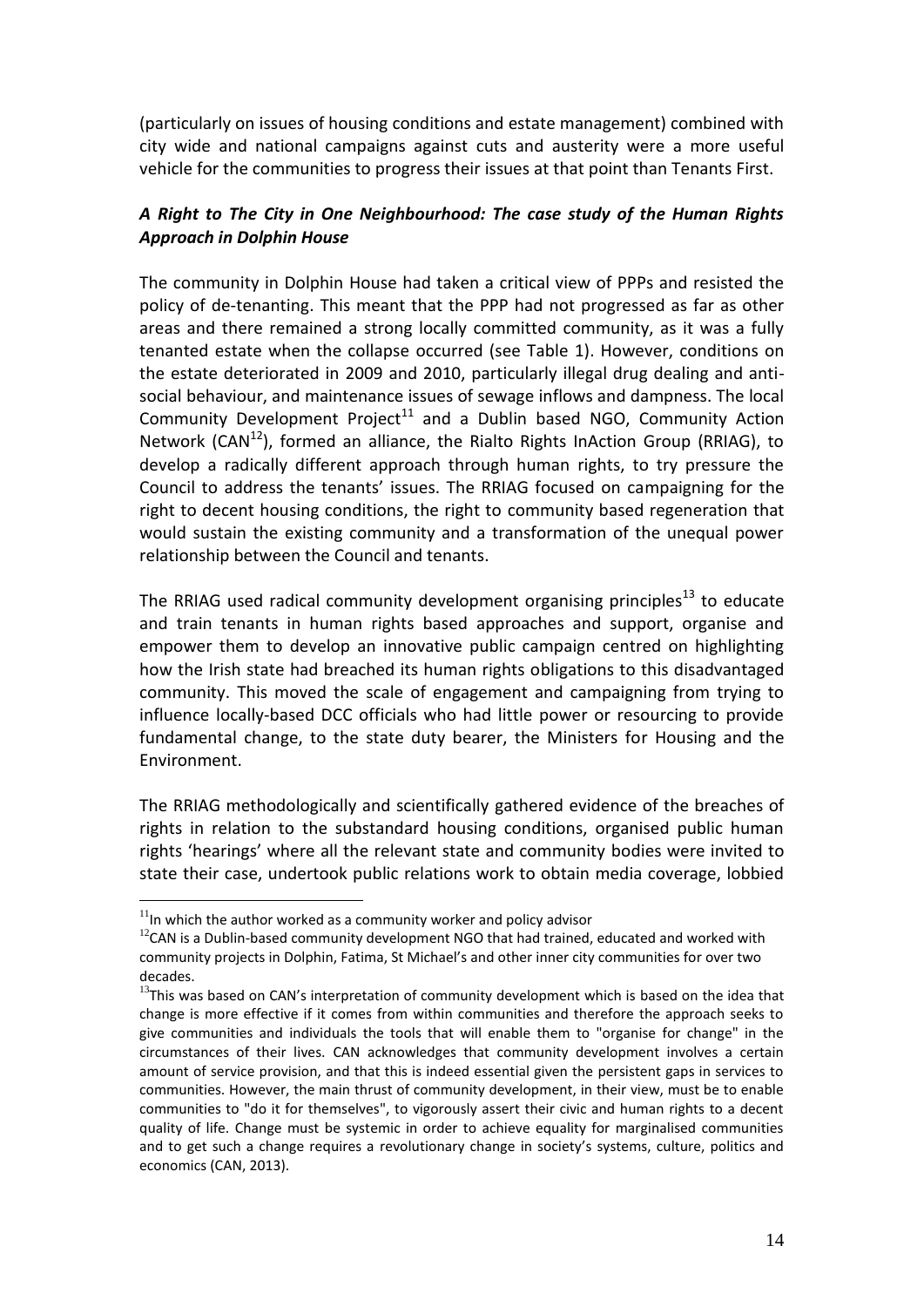(particularly on issues of housing conditions and estate management) combined with city wide and national campaigns against cuts and austerity were a more useful vehicle for the communities to progress their issues at that point than Tenants First.

### ***A Right to The City in One Neighbourhood: The case study of the Human Rights Approach in Dolphin House***

The community in Dolphin House had taken a critical view of PPPs and resisted the policy of de-tenanting. This meant that the PPP had not progressed as far as other areas and there remained a strong locally committed community, as it was a fully tenanted estate when the collapse occurred (see Table 1). However, conditions on the estate deteriorated in 2009 and 2010, particularly illegal drug dealing and anti-social behaviour, and maintenance issues of sewage inflows and dampness. The local Community Development Project[11] and a Dublin based NGO, Community Action Network (CAN[12]), formed an alliance, the Rialto Rights InAction Group (RRIAG), to develop a radically different approach through human rights, to try pressure the Council to address the tenants' issues. The RRIAG focused on campaigning for the right to decent housing conditions, the right to community based regeneration that would sustain the existing community and a transformation of the unequal power relationship between the Council and tenants.

The RRIAG used radical community development organising principles[13] to educate and train tenants in human rights based approaches and support, organise and empower them to develop an innovative public campaign centred on highlighting how the Irish state had breached its human rights obligations to this disadvantaged community. This moved the scale of engagement and campaigning from trying to influence locally-based DCC officials who had little power or resourcing to provide fundamental change, to the state duty bearer, the Ministers for Housing and the Environment.

The RRIAG methodologically and scientifically gathered evidence of the breaches of rights in relation to the substandard housing conditions, organised public human rights 'hearings' where all the relevant state and community bodies were invited to state their case, undertook public relations work to obtain media coverage, lobbied

---

[11] In which the author worked as a community worker and policy advisor

[12] CAN is a Dublin-based community development NGO that had trained, educated and worked with community projects in Dolphin, Fatima, St Michael's and other inner city communities for over two decades.

[13] This was based on CAN's interpretation of community development which is based on the idea that change is more effective if it comes from within communities and therefore the approach seeks to give communities and individuals the tools that will enable them to "organise for change" in the circumstances of their lives. CAN acknowledges that community development involves a certain amount of service provision, and that this is indeed essential given the persistent gaps in services to communities. However, the main thrust of community development, in their view, must be to enable communities to "do it for themselves", to vigorously assert their civic and human rights to a decent quality of life. Change must be systemic in order to achieve equality for marginalised communities and to get such a change requires a revolutionary change in society's systems, culture, politics and economics (CAN, 2013).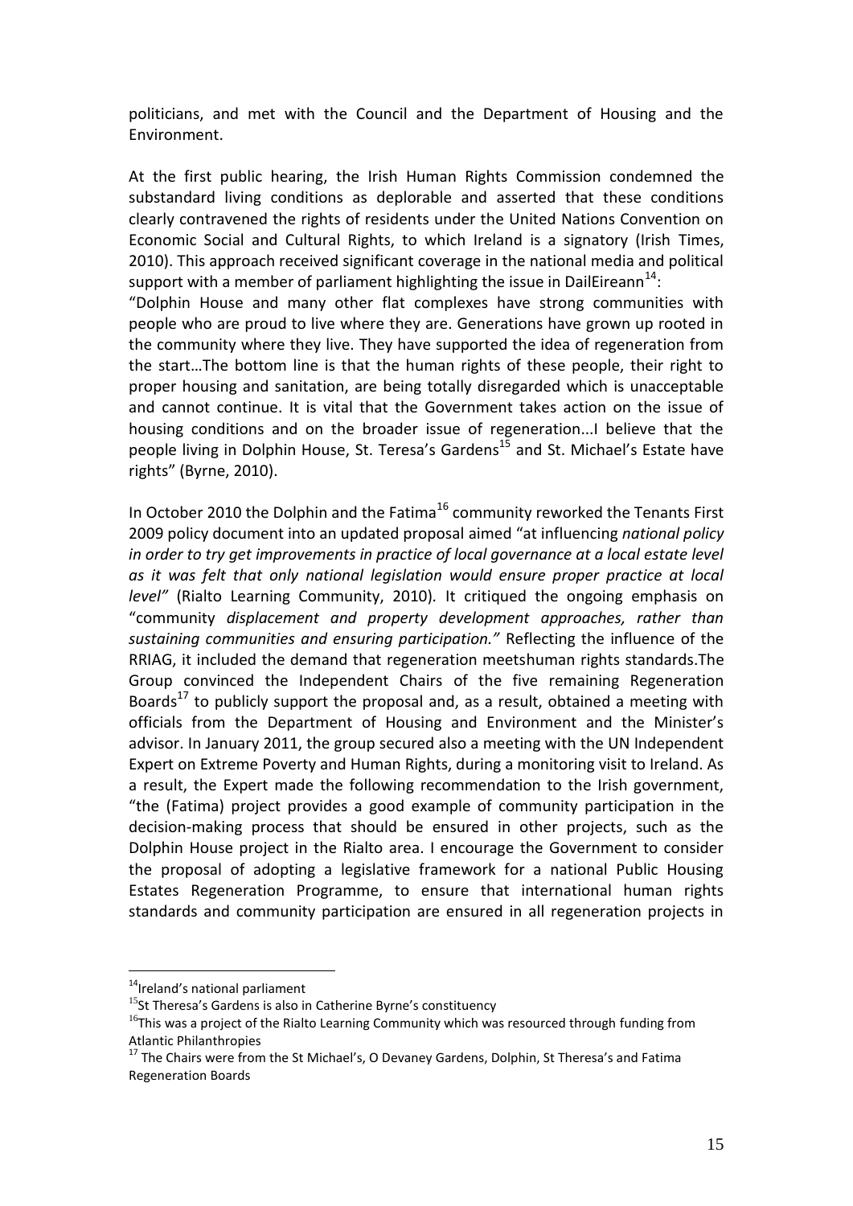politicians, and met with the Council and the Department of Housing and the Environment.

At the first public hearing, the Irish Human Rights Commission condemned the substandard living conditions as deplorable and asserted that these conditions clearly contravened the rights of residents under the United Nations Convention on Economic Social and Cultural Rights, to which Ireland is a signatory (Irish Times, 2010). This approach received significant coverage in the national media and political support with a member of parliament highlighting the issue in DailEireann[14]:

"Dolphin House and many other flat complexes have strong communities with people who are proud to live where they are. Generations have grown up rooted in the community where they live. They have supported the idea of regeneration from the start…The bottom line is that the human rights of these people, their right to proper housing and sanitation, are being totally disregarded which is unacceptable and cannot continue. It is vital that the Government takes action on the issue of housing conditions and on the broader issue of regeneration...I believe that the people living in Dolphin House, St. Teresa's Gardens[15] and St. Michael's Estate have rights" (Byrne, 2010).

In October 2010 the Dolphin and the Fatima[16] community reworked the Tenants First 2009 policy document into an updated proposal aimed "at influencing *national policy in order to try get improvements in practice of local governance at a local estate level as it was felt that only national legislation would ensure proper practice at local level"* (Rialto Learning Community, 2010). It critiqued the ongoing emphasis on "community *displacement and property development approaches, rather than sustaining communities and ensuring participation."* Reflecting the influence of the RRIAG, it included the demand that regeneration meetshuman rights standards.The Group convinced the Independent Chairs of the five remaining Regeneration Boards[17] to publicly support the proposal and, as a result, obtained a meeting with officials from the Department of Housing and Environment and the Minister's advisor. In January 2011, the group secured also a meeting with the UN Independent Expert on Extreme Poverty and Human Rights, during a monitoring visit to Ireland. As a result, the Expert made the following recommendation to the Irish government, "the (Fatima) project provides a good example of community participation in the decision-making process that should be ensured in other projects, such as the Dolphin House project in the Rialto area. I encourage the Government to consider the proposal of adopting a legislative framework for a national Public Housing Estates Regeneration Programme, to ensure that international human rights standards and community participation are ensured in all regeneration projects in

---

[14] Ireland's national parliament

[15] St Theresa's Gardens is also in Catherine Byrne's constituency

[16] This was a project of the Rialto Learning Community which was resourced through funding from Atlantic Philanthropies

[17] The Chairs were from the St Michael's, O Devaney Gardens, Dolphin, St Theresa's and Fatima Regeneration Boards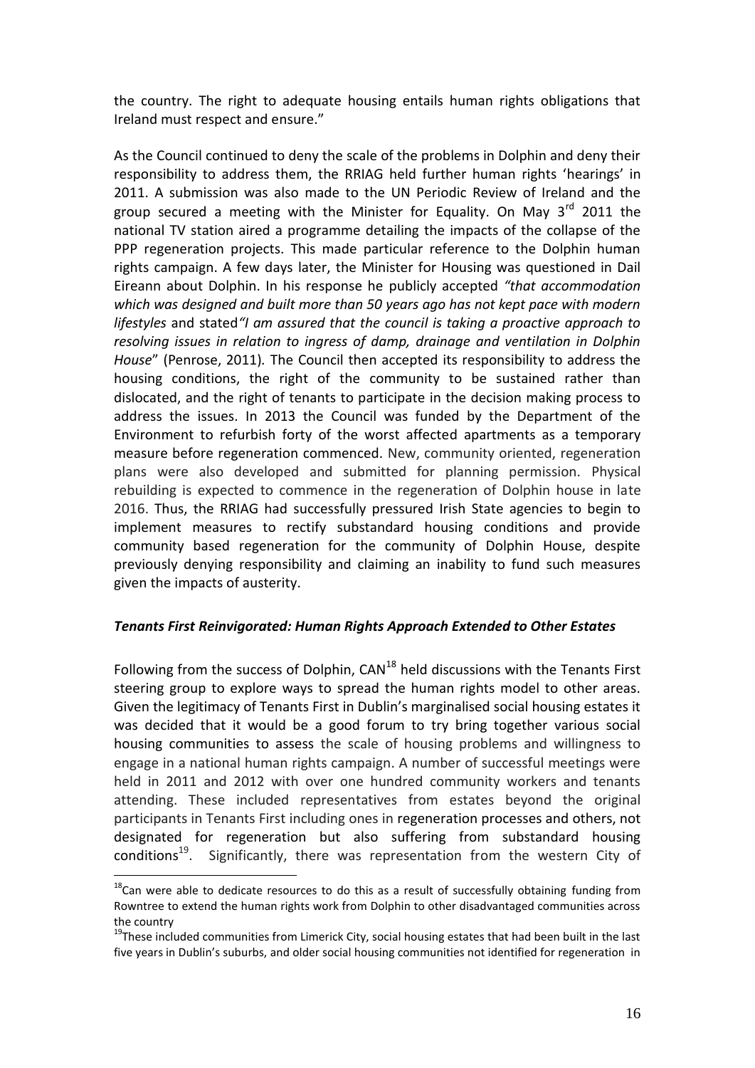the country. The right to adequate housing entails human rights obligations that Ireland must respect and ensure."

As the Council continued to deny the scale of the problems in Dolphin and deny their responsibility to address them, the RRIAG held further human rights 'hearings' in 2011. A submission was also made to the UN Periodic Review of Ireland and the group secured a meeting with the Minister for Equality. On May 3rd 2011 the national TV station aired a programme detailing the impacts of the collapse of the PPP regeneration projects. This made particular reference to the Dolphin human rights campaign. A few days later, the Minister for Housing was questioned in Dail Eireann about Dolphin. In his response he publicly accepted *"that accommodation which was designed and built more than 50 years ago has not kept pace with modern lifestyles* and stated *"I am assured that the council is taking a proactive approach to resolving issues in relation to ingress of damp, drainage and ventilation in Dolphin House*" (Penrose, 2011)*.* The Council then accepted its responsibility to address the housing conditions, the right of the community to be sustained rather than dislocated, and the right of tenants to participate in the decision making process to address the issues. In 2013 the Council was funded by the Department of the Environment to refurbish forty of the worst affected apartments as a temporary measure before regeneration commenced. New, community oriented, regeneration plans were also developed and submitted for planning permission. Physical rebuilding is expected to commence in the regeneration of Dolphin house in late 2016. Thus, the RRIAG had successfully pressured Irish State agencies to begin to implement measures to rectify substandard housing conditions and provide community based regeneration for the community of Dolphin House, despite previously denying responsibility and claiming an inability to fund such measures given the impacts of austerity.

### *Tenants First Reinvigorated: Human Rights Approach Extended to Other Estates*

Following from the success of Dolphin, CAN[18] held discussions with the Tenants First steering group to explore ways to spread the human rights model to other areas. Given the legitimacy of Tenants First in Dublin's marginalised social housing estates it was decided that it would be a good forum to try bring together various social housing communities to assess the scale of housing problems and willingness to engage in a national human rights campaign. A number of successful meetings were held in 2011 and 2012 with over one hundred community workers and tenants attending. These included representatives from estates beyond the original participants in Tenants First including ones in regeneration processes and others, not designated for regeneration but also suffering from substandard housing conditions[19]. Significantly, there was representation from the western City of

[18] Can were able to dedicate resources to do this as a result of successfully obtaining funding from Rowntree to extend the human rights work from Dolphin to other disadvantaged communities across the country

[19] These included communities from Limerick City, social housing estates that had been built in the last five years in Dublin's suburbs, and older social housing communities not identified for regeneration in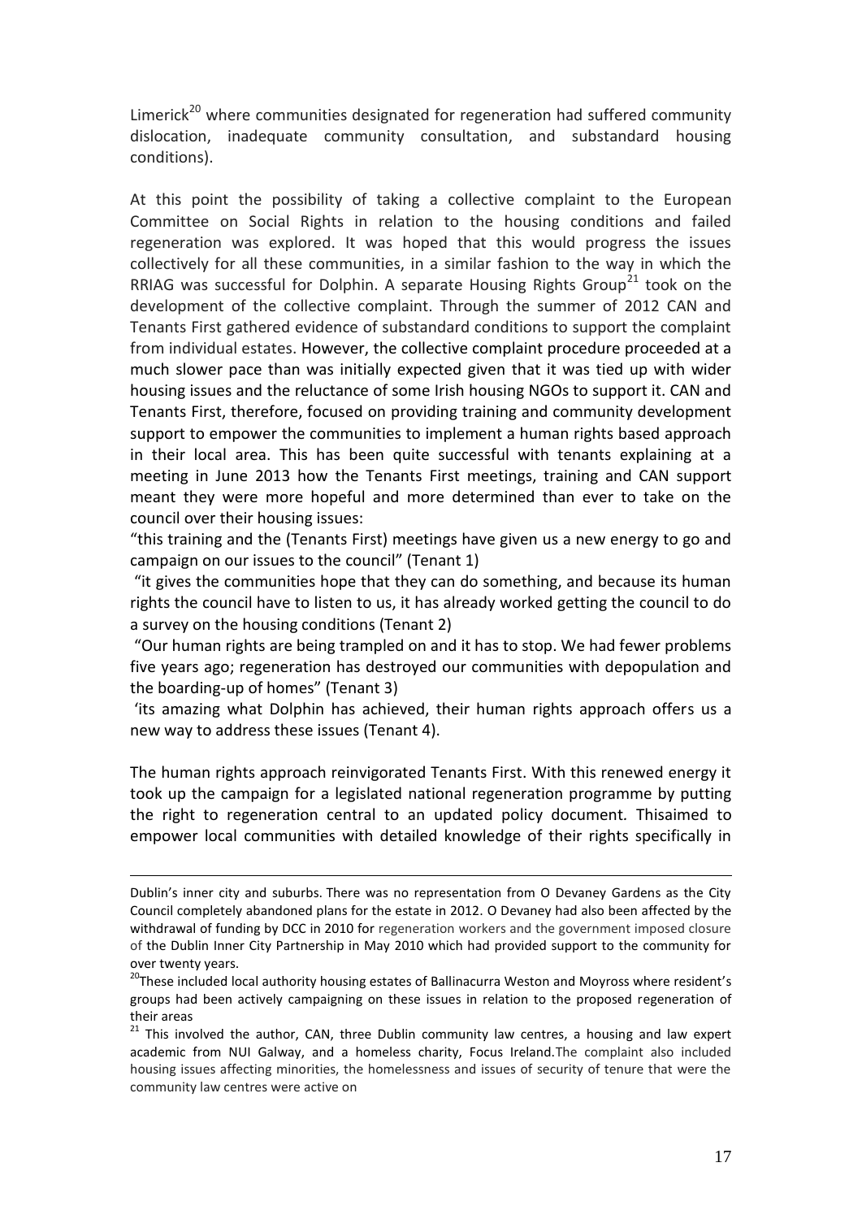Limerick[20] where communities designated for regeneration had suffered community dislocation, inadequate community consultation, and substandard housing conditions).

At this point the possibility of taking a collective complaint to the European Committee on Social Rights in relation to the housing conditions and failed regeneration was explored. It was hoped that this would progress the issues collectively for all these communities, in a similar fashion to the way in which the RRIAG was successful for Dolphin. A separate Housing Rights Group[21] took on the development of the collective complaint. Through the summer of 2012 CAN and Tenants First gathered evidence of substandard conditions to support the complaint from individual estates. However, the collective complaint procedure proceeded at a much slower pace than was initially expected given that it was tied up with wider housing issues and the reluctance of some Irish housing NGOs to support it. CAN and Tenants First, therefore, focused on providing training and community development support to empower the communities to implement a human rights based approach in their local area. This has been quite successful with tenants explaining at a meeting in June 2013 how the Tenants First meetings, training and CAN support meant they were more hopeful and more determined than ever to take on the council over their housing issues:

"this training and the (Tenants First) meetings have given us a new energy to go and campaign on our issues to the council" (Tenant 1)

"it gives the communities hope that they can do something, and because its human rights the council have to listen to us, it has already worked getting the council to do a survey on the housing conditions (Tenant 2)

"Our human rights are being trampled on and it has to stop. We had fewer problems five years ago; regeneration has destroyed our communities with depopulation and the boarding-up of homes" (Tenant 3)

'its amazing what Dolphin has achieved, their human rights approach offers us a new way to address these issues (Tenant 4).

The human rights approach reinvigorated Tenants First. With this renewed energy it took up the campaign for a legislated national regeneration programme by putting the right to regeneration central to an updated policy document. Thisaimed to empower local communities with detailed knowledge of their rights specifically in

---

Dublin's inner city and suburbs. There was no representation from O Devaney Gardens as the City Council completely abandoned plans for the estate in 2012. O Devaney had also been affected by the withdrawal of funding by DCC in 2010 for regeneration workers and the government imposed closure of the Dublin Inner City Partnership in May 2010 which had provided support to the community for over twenty years.

[20] These included local authority housing estates of Ballinacurra Weston and Moyross where resident's groups had been actively campaigning on these issues in relation to the proposed regeneration of their areas

[21] This involved the author, CAN, three Dublin community law centres, a housing and law expert academic from NUI Galway, and a homeless charity, Focus Ireland.The complaint also included housing issues affecting minorities, the homelessness and issues of security of tenure that were the community law centres were active on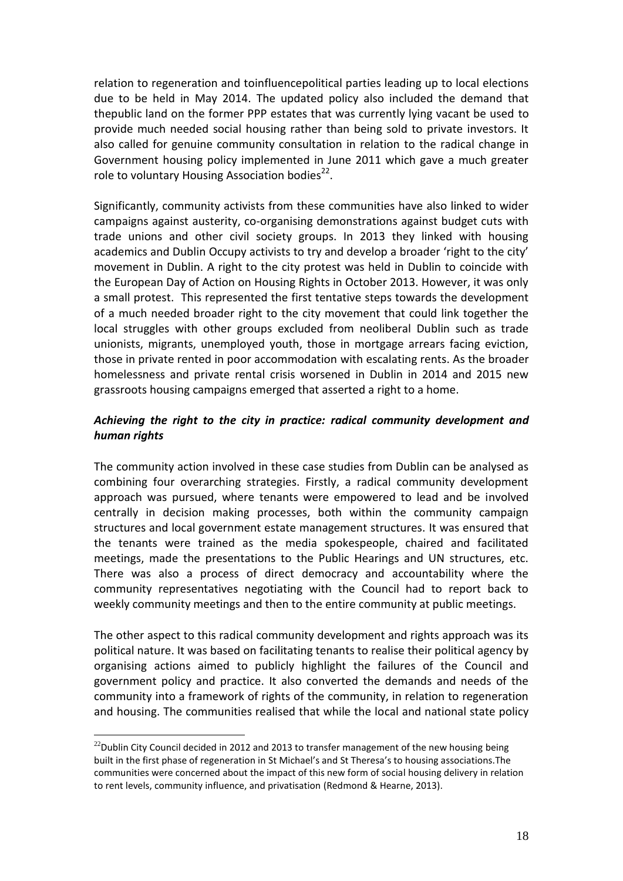relation to regeneration and toinfluencepolitical parties leading up to local elections due to be held in May 2014. The updated policy also included the demand that thepublic land on the former PPP estates that was currently lying vacant be used to provide much needed social housing rather than being sold to private investors. It also called for genuine community consultation in relation to the radical change in Government housing policy implemented in June 2011 which gave a much greater role to voluntary Housing Association bodies[22].

Significantly, community activists from these communities have also linked to wider campaigns against austerity, co-organising demonstrations against budget cuts with trade unions and other civil society groups. In 2013 they linked with housing academics and Dublin Occupy activists to try and develop a broader 'right to the city' movement in Dublin. A right to the city protest was held in Dublin to coincide with the European Day of Action on Housing Rights in October 2013. However, it was only a small protest. This represented the first tentative steps towards the development of a much needed broader right to the city movement that could link together the local struggles with other groups excluded from neoliberal Dublin such as trade unionists, migrants, unemployed youth, those in mortgage arrears facing eviction, those in private rented in poor accommodation with escalating rents. As the broader homelessness and private rental crisis worsened in Dublin in 2014 and 2015 new grassroots housing campaigns emerged that asserted a right to a home.

### *Achieving the right to the city in practice: radical community development and human rights*

The community action involved in these case studies from Dublin can be analysed as combining four overarching strategies. Firstly, a radical community development approach was pursued, where tenants were empowered to lead and be involved centrally in decision making processes, both within the community campaign structures and local government estate management structures. It was ensured that the tenants were trained as the media spokespeople, chaired and facilitated meetings, made the presentations to the Public Hearings and UN structures, etc. There was also a process of direct democracy and accountability where the community representatives negotiating with the Council had to report back to weekly community meetings and then to the entire community at public meetings.

The other aspect to this radical community development and rights approach was its political nature. It was based on facilitating tenants to realise their political agency by organising actions aimed to publicly highlight the failures of the Council and government policy and practice. It also converted the demands and needs of the community into a framework of rights of the community, in relation to regeneration and housing. The communities realised that while the local and national state policy

---

[22] Dublin City Council decided in 2012 and 2013 to transfer management of the new housing being built in the first phase of regeneration in St Michael's and St Theresa's to housing associations.The communities were concerned about the impact of this new form of social housing delivery in relation to rent levels, community influence, and privatisation (Redmond & Hearne, 2013).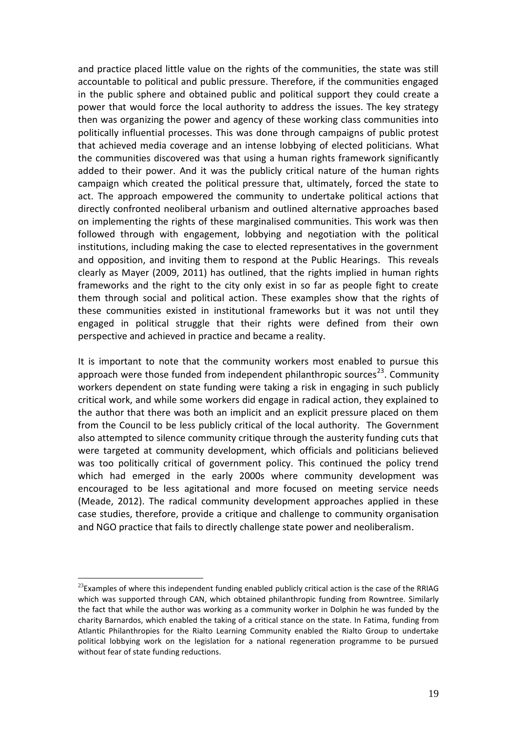and practice placed little value on the rights of the communities, the state was still accountable to political and public pressure. Therefore, if the communities engaged in the public sphere and obtained public and political support they could create a power that would force the local authority to address the issues. The key strategy then was organizing the power and agency of these working class communities into politically influential processes. This was done through campaigns of public protest that achieved media coverage and an intense lobbying of elected politicians. What the communities discovered was that using a human rights framework significantly added to their power. And it was the publicly critical nature of the human rights campaign which created the political pressure that, ultimately, forced the state to act. The approach empowered the community to undertake political actions that directly confronted neoliberal urbanism and outlined alternative approaches based on implementing the rights of these marginalised communities. This work was then followed through with engagement, lobbying and negotiation with the political institutions, including making the case to elected representatives in the government and opposition, and inviting them to respond at the Public Hearings. This reveals clearly as Mayer (2009, 2011) has outlined, that the rights implied in human rights frameworks and the right to the city only exist in so far as people fight to create them through social and political action. These examples show that the rights of these communities existed in institutional frameworks but it was not until they engaged in political struggle that their rights were defined from their own perspective and achieved in practice and became a reality.

It is important to note that the community workers most enabled to pursue this approach were those funded from independent philanthropic sources[23]. Community workers dependent on state funding were taking a risk in engaging in such publicly critical work, and while some workers did engage in radical action, they explained to the author that there was both an implicit and an explicit pressure placed on them from the Council to be less publicly critical of the local authority. The Government also attempted to silence community critique through the austerity funding cuts that were targeted at community development, which officials and politicians believed was too politically critical of government policy. This continued the policy trend which had emerged in the early 2000s where community development was encouraged to be less agitational and more focused on meeting service needs (Meade, 2012). The radical community development approaches applied in these case studies, therefore, provide a critique and challenge to community organisation and NGO practice that fails to directly challenge state power and neoliberalism.

[23] Examples of where this independent funding enabled publicly critical action is the case of the RRIAG which was supported through CAN, which obtained philanthropic funding from Rowntree. Similarly the fact that while the author was working as a community worker in Dolphin he was funded by the charity Barnardos, which enabled the taking of a critical stance on the state. In Fatima, funding from Atlantic Philanthropies for the Rialto Learning Community enabled the Rialto Group to undertake political lobbying work on the legislation for a national regeneration programme to be pursued without fear of state funding reductions.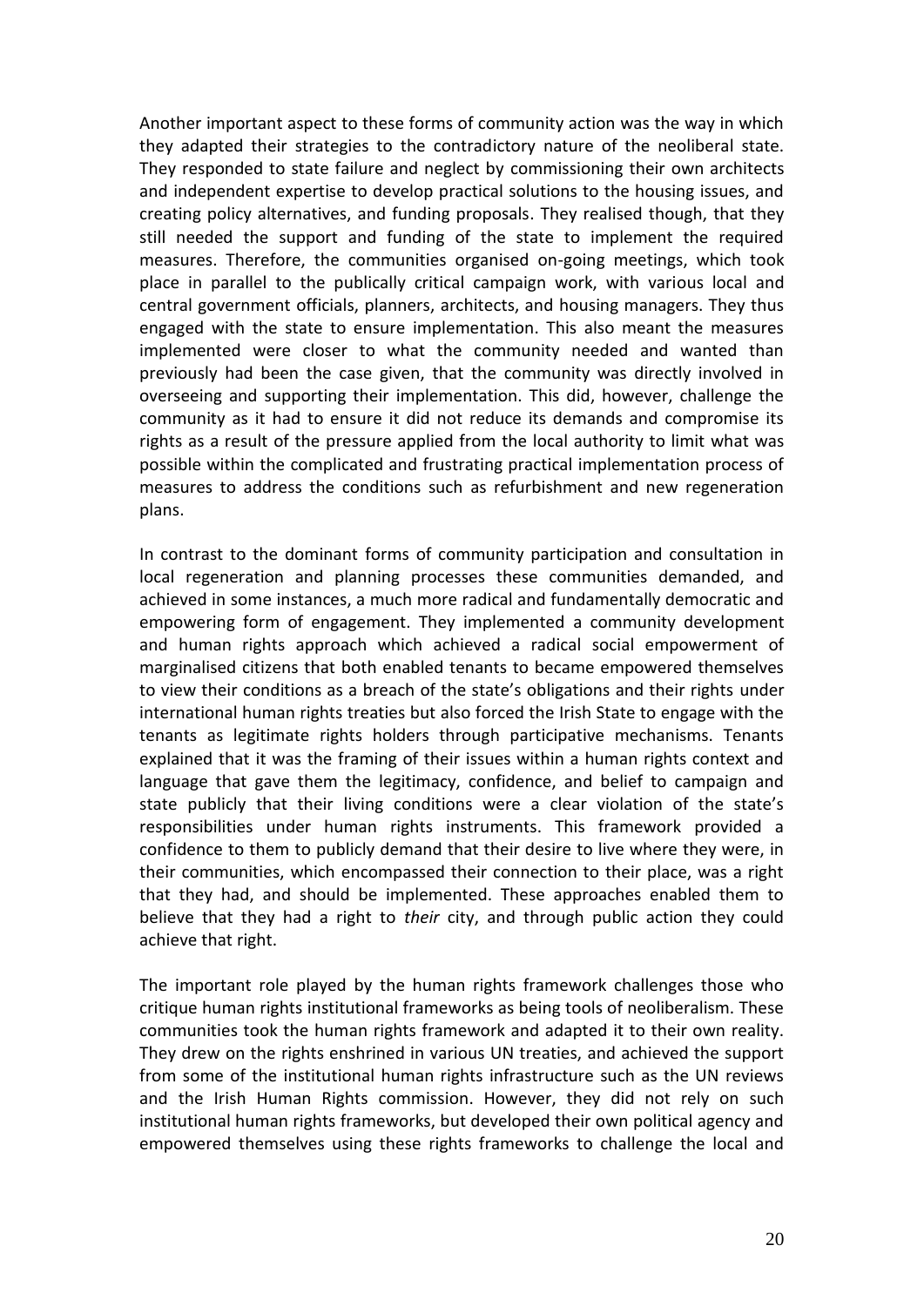Another important aspect to these forms of community action was the way in which they adapted their strategies to the contradictory nature of the neoliberal state. They responded to state failure and neglect by commissioning their own architects and independent expertise to develop practical solutions to the housing issues, and creating policy alternatives, and funding proposals. They realised though, that they still needed the support and funding of the state to implement the required measures. Therefore, the communities organised on-going meetings, which took place in parallel to the publically critical campaign work, with various local and central government officials, planners, architects, and housing managers. They thus engaged with the state to ensure implementation. This also meant the measures implemented were closer to what the community needed and wanted than previously had been the case given, that the community was directly involved in overseeing and supporting their implementation. This did, however, challenge the community as it had to ensure it did not reduce its demands and compromise its rights as a result of the pressure applied from the local authority to limit what was possible within the complicated and frustrating practical implementation process of measures to address the conditions such as refurbishment and new regeneration plans.

In contrast to the dominant forms of community participation and consultation in local regeneration and planning processes these communities demanded, and achieved in some instances, a much more radical and fundamentally democratic and empowering form of engagement. They implemented a community development and human rights approach which achieved a radical social empowerment of marginalised citizens that both enabled tenants to became empowered themselves to view their conditions as a breach of the state's obligations and their rights under international human rights treaties but also forced the Irish State to engage with the tenants as legitimate rights holders through participative mechanisms. Tenants explained that it was the framing of their issues within a human rights context and language that gave them the legitimacy, confidence, and belief to campaign and state publicly that their living conditions were a clear violation of the state's responsibilities under human rights instruments. This framework provided a confidence to them to publicly demand that their desire to live where they were, in their communities, which encompassed their connection to their place, was a right that they had, and should be implemented. These approaches enabled them to believe that they had a right to *their* city, and through public action they could achieve that right.

The important role played by the human rights framework challenges those who critique human rights institutional frameworks as being tools of neoliberalism. These communities took the human rights framework and adapted it to their own reality. They drew on the rights enshrined in various UN treaties, and achieved the support from some of the institutional human rights infrastructure such as the UN reviews and the Irish Human Rights commission. However, they did not rely on such institutional human rights frameworks, but developed their own political agency and empowered themselves using these rights frameworks to challenge the local and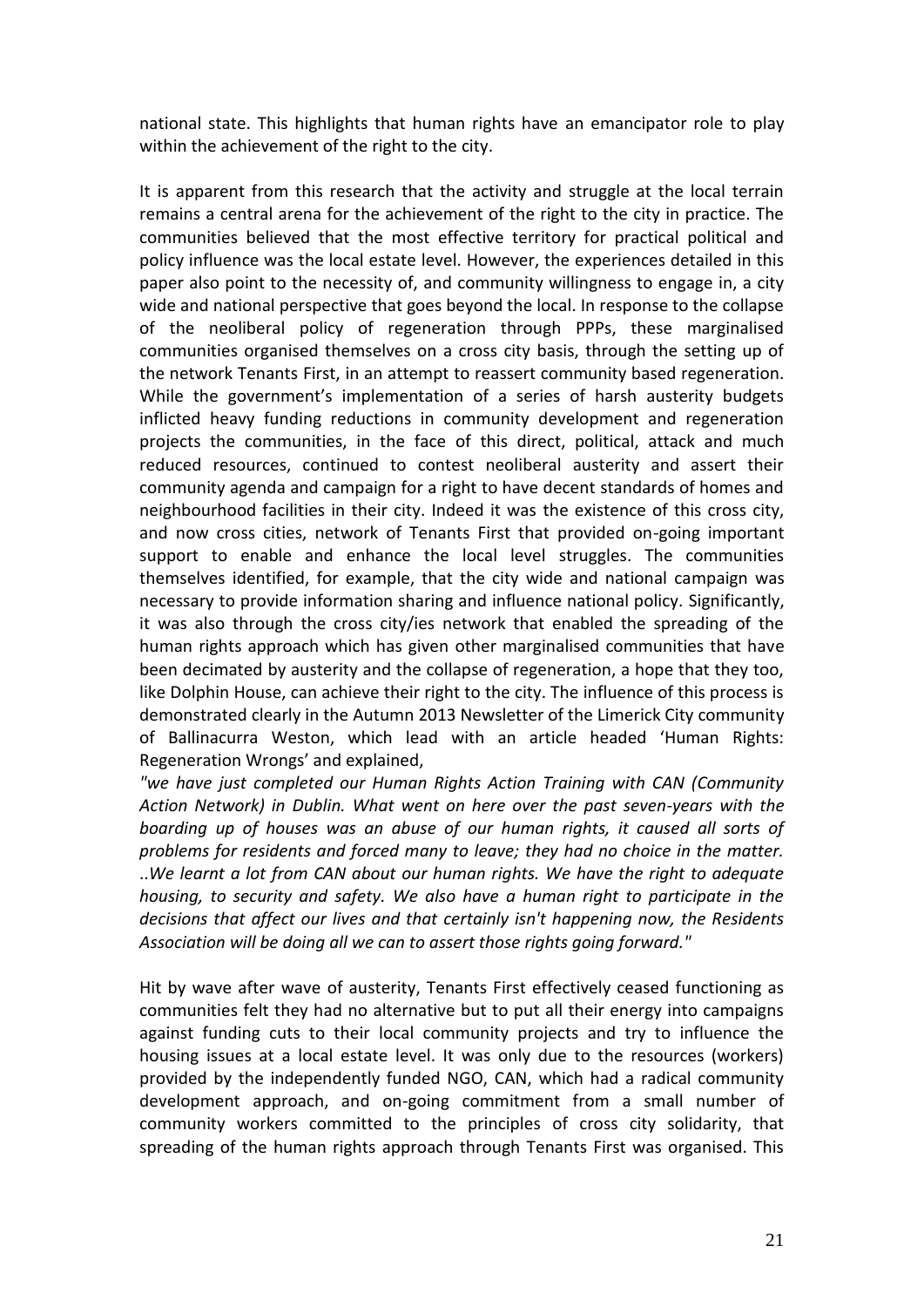national state. This highlights that human rights have an emancipator role to play within the achievement of the right to the city.

It is apparent from this research that the activity and struggle at the local terrain remains a central arena for the achievement of the right to the city in practice. The communities believed that the most effective territory for practical political and policy influence was the local estate level. However, the experiences detailed in this paper also point to the necessity of, and community willingness to engage in, a city wide and national perspective that goes beyond the local. In response to the collapse of the neoliberal policy of regeneration through PPPs, these marginalised communities organised themselves on a cross city basis, through the setting up of the network Tenants First, in an attempt to reassert community based regeneration. While the government's implementation of a series of harsh austerity budgets inflicted heavy funding reductions in community development and regeneration projects the communities, in the face of this direct, political, attack and much reduced resources, continued to contest neoliberal austerity and assert their community agenda and campaign for a right to have decent standards of homes and neighbourhood facilities in their city. Indeed it was the existence of this cross city, and now cross cities, network of Tenants First that provided on-going important support to enable and enhance the local level struggles. The communities themselves identified, for example, that the city wide and national campaign was necessary to provide information sharing and influence national policy. Significantly, it was also through the cross city/ies network that enabled the spreading of the human rights approach which has given other marginalised communities that have been decimated by austerity and the collapse of regeneration, a hope that they too, like Dolphin House, can achieve their right to the city. The influence of this process is demonstrated clearly in the Autumn 2013 Newsletter of the Limerick City community of Ballinacurra Weston, which lead with an article headed 'Human Rights: Regeneration Wrongs' and explained,

*"we have just completed our Human Rights Action Training with CAN (Community Action Network) in Dublin. What went on here over the past seven-years with the boarding up of houses was an abuse of our human rights, it caused all sorts of problems for residents and forced many to leave; they had no choice in the matter. ..We learnt a lot from CAN about our human rights. We have the right to adequate housing, to security and safety. We also have a human right to participate in the decisions that affect our lives and that certainly isn't happening now, the Residents Association will be doing all we can to assert those rights going forward."*

Hit by wave after wave of austerity, Tenants First effectively ceased functioning as communities felt they had no alternative but to put all their energy into campaigns against funding cuts to their local community projects and try to influence the housing issues at a local estate level. It was only due to the resources (workers) provided by the independently funded NGO, CAN, which had a radical community development approach, and on-going commitment from a small number of community workers committed to the principles of cross city solidarity, that spreading of the human rights approach through Tenants First was organised. This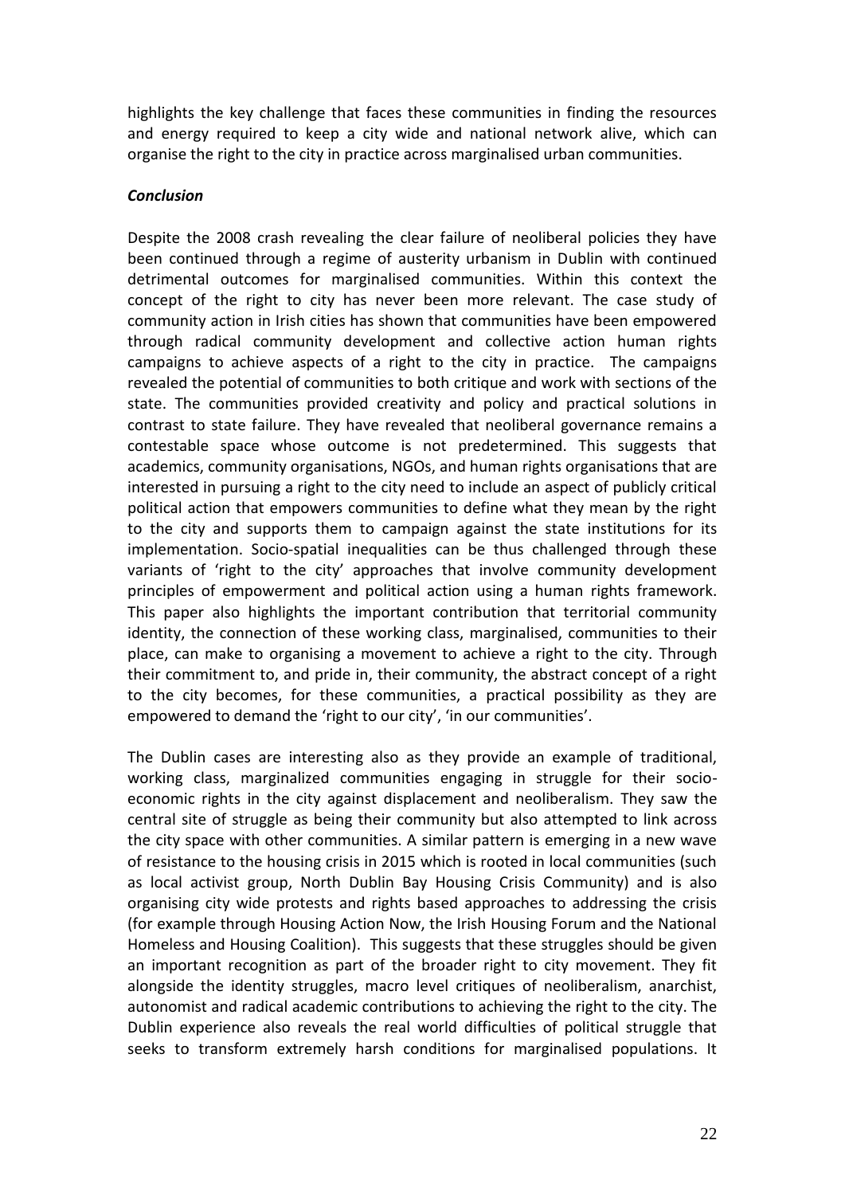highlights the key challenge that faces these communities in finding the resources and energy required to keep a city wide and national network alive, which can organise the right to the city in practice across marginalised urban communities.

### *Conclusion*

Despite the 2008 crash revealing the clear failure of neoliberal policies they have been continued through a regime of austerity urbanism in Dublin with continued detrimental outcomes for marginalised communities. Within this context the concept of the right to city has never been more relevant. The case study of community action in Irish cities has shown that communities have been empowered through radical community development and collective action human rights campaigns to achieve aspects of a right to the city in practice. The campaigns revealed the potential of communities to both critique and work with sections of the state. The communities provided creativity and policy and practical solutions in contrast to state failure. They have revealed that neoliberal governance remains a contestable space whose outcome is not predetermined. This suggests that academics, community organisations, NGOs, and human rights organisations that are interested in pursuing a right to the city need to include an aspect of publicly critical political action that empowers communities to define what they mean by the right to the city and supports them to campaign against the state institutions for its implementation. Socio-spatial inequalities can be thus challenged through these variants of 'right to the city' approaches that involve community development principles of empowerment and political action using a human rights framework. This paper also highlights the important contribution that territorial community identity, the connection of these working class, marginalised, communities to their place, can make to organising a movement to achieve a right to the city. Through their commitment to, and pride in, their community, the abstract concept of a right to the city becomes, for these communities, a practical possibility as they are empowered to demand the 'right to our city', 'in our communities'.

The Dublin cases are interesting also as they provide an example of traditional, working class, marginalized communities engaging in struggle for their socio-economic rights in the city against displacement and neoliberalism. They saw the central site of struggle as being their community but also attempted to link across the city space with other communities. A similar pattern is emerging in a new wave of resistance to the housing crisis in 2015 which is rooted in local communities (such as local activist group, North Dublin Bay Housing Crisis Community) and is also organising city wide protests and rights based approaches to addressing the crisis (for example through Housing Action Now, the Irish Housing Forum and the National Homeless and Housing Coalition). This suggests that these struggles should be given an important recognition as part of the broader right to city movement. They fit alongside the identity struggles, macro level critiques of neoliberalism, anarchist, autonomist and radical academic contributions to achieving the right to the city. The Dublin experience also reveals the real world difficulties of political struggle that seeks to transform extremely harsh conditions for marginalised populations. It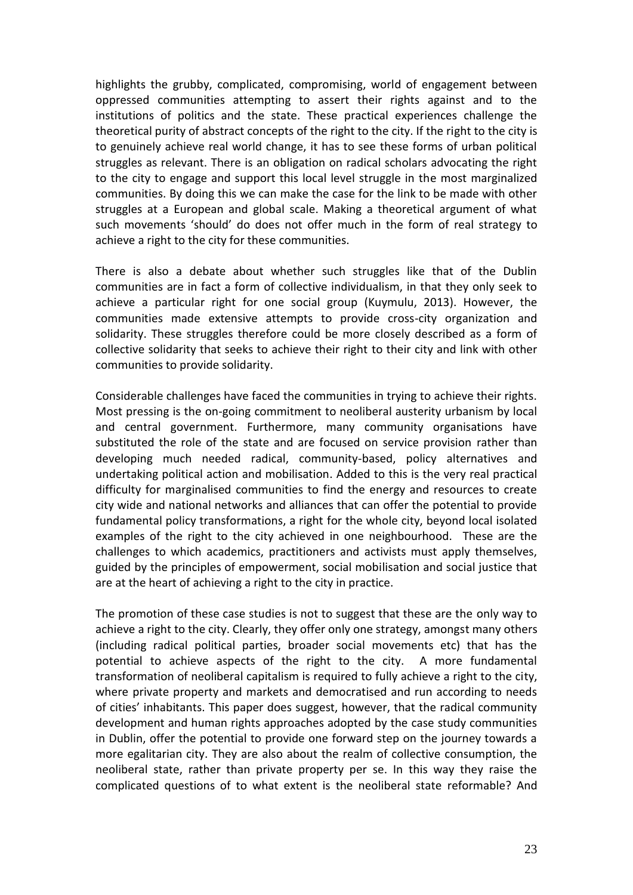highlights the grubby, complicated, compromising, world of engagement between oppressed communities attempting to assert their rights against and to the institutions of politics and the state. These practical experiences challenge the theoretical purity of abstract concepts of the right to the city. If the right to the city is to genuinely achieve real world change, it has to see these forms of urban political struggles as relevant. There is an obligation on radical scholars advocating the right to the city to engage and support this local level struggle in the most marginalized communities. By doing this we can make the case for the link to be made with other struggles at a European and global scale. Making a theoretical argument of what such movements 'should' do does not offer much in the form of real strategy to achieve a right to the city for these communities.

There is also a debate about whether such struggles like that of the Dublin communities are in fact a form of collective individualism, in that they only seek to achieve a particular right for one social group (Kuymulu, 2013). However, the communities made extensive attempts to provide cross-city organization and solidarity. These struggles therefore could be more closely described as a form of collective solidarity that seeks to achieve their right to their city and link with other communities to provide solidarity.

Considerable challenges have faced the communities in trying to achieve their rights. Most pressing is the on-going commitment to neoliberal austerity urbanism by local and central government. Furthermore, many community organisations have substituted the role of the state and are focused on service provision rather than developing much needed radical, community-based, policy alternatives and undertaking political action and mobilisation. Added to this is the very real practical difficulty for marginalised communities to find the energy and resources to create city wide and national networks and alliances that can offer the potential to provide fundamental policy transformations, a right for the whole city, beyond local isolated examples of the right to the city achieved in one neighbourhood. These are the challenges to which academics, practitioners and activists must apply themselves, guided by the principles of empowerment, social mobilisation and social justice that are at the heart of achieving a right to the city in practice.

The promotion of these case studies is not to suggest that these are the only way to achieve a right to the city. Clearly, they offer only one strategy, amongst many others (including radical political parties, broader social movements etc) that has the potential to achieve aspects of the right to the city. A more fundamental transformation of neoliberal capitalism is required to fully achieve a right to the city, where private property and markets and democratised and run according to needs of cities' inhabitants. This paper does suggest, however, that the radical community development and human rights approaches adopted by the case study communities in Dublin, offer the potential to provide one forward step on the journey towards a more egalitarian city. They are also about the realm of collective consumption, the neoliberal state, rather than private property per se. In this way they raise the complicated questions of to what extent is the neoliberal state reformable? And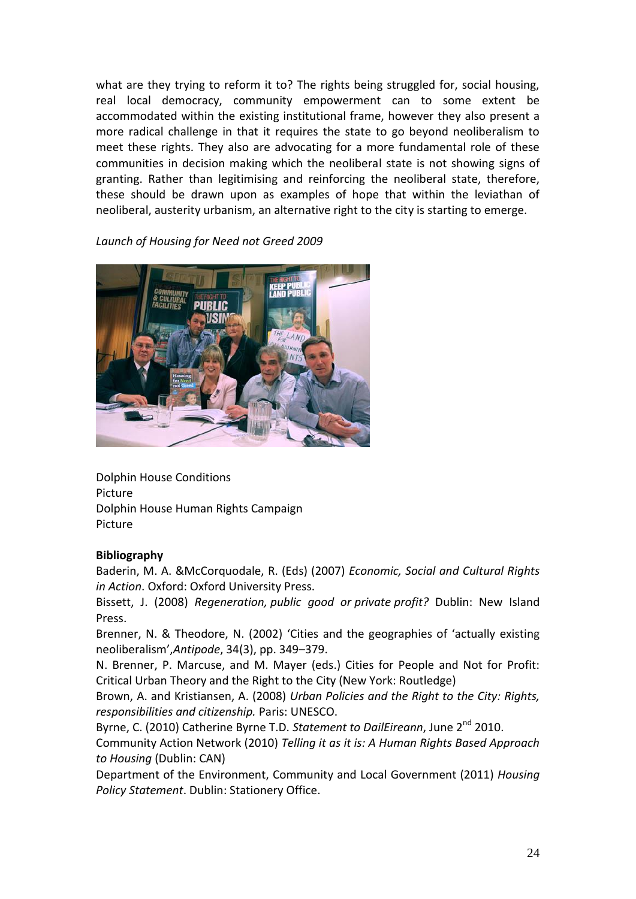what are they trying to reform it to? The rights being struggled for, social housing, real local democracy, community empowerment can to some extent be accommodated within the existing institutional frame, however they also present a more radical challenge in that it requires the state to go beyond neoliberalism to meet these rights. They also are advocating for a more fundamental role of these communities in decision making which the neoliberal state is not showing signs of granting. Rather than legitimising and reinforcing the neoliberal state, therefore, these should be drawn upon as examples of hope that within the leviathan of neoliberal, austerity urbanism, an alternative right to the city is starting to emerge.

*Launch of Housing for Need not Greed 2009*

Dolphin House Conditions
Picture
Dolphin House Human Rights Campaign
Picture

**Bibliography**

Baderin, M. A. &McCorquodale, R. (Eds) (2007) *Economic, Social and Cultural Rights in Action*. Oxford: Oxford University Press.

Bissett, J. (2008) *Regeneration, public good or private profit?* Dublin: New Island Press.

Brenner, N. & Theodore, N. (2002) 'Cities and the geographies of 'actually existing neoliberalism',*Antipode*, 34(3), pp. 349–379.

N. Brenner, P. Marcuse, and M. Mayer (eds.) Cities for People and Not for Profit: Critical Urban Theory and the Right to the City (New York: Routledge)

Brown, A. and Kristiansen, A. (2008) *Urban Policies and the Right to the City: Rights, responsibilities and citizenship.* Paris: UNESCO.

Byrne, C. (2010) Catherine Byrne T.D. *Statement to DailEireann*, June 2nd 2010.

Community Action Network (2010) *Telling it as it is: A Human Rights Based Approach to Housing* (Dublin: CAN)

Department of the Environment, Community and Local Government (2011) *Housing Policy Statement*. Dublin: Stationery Office.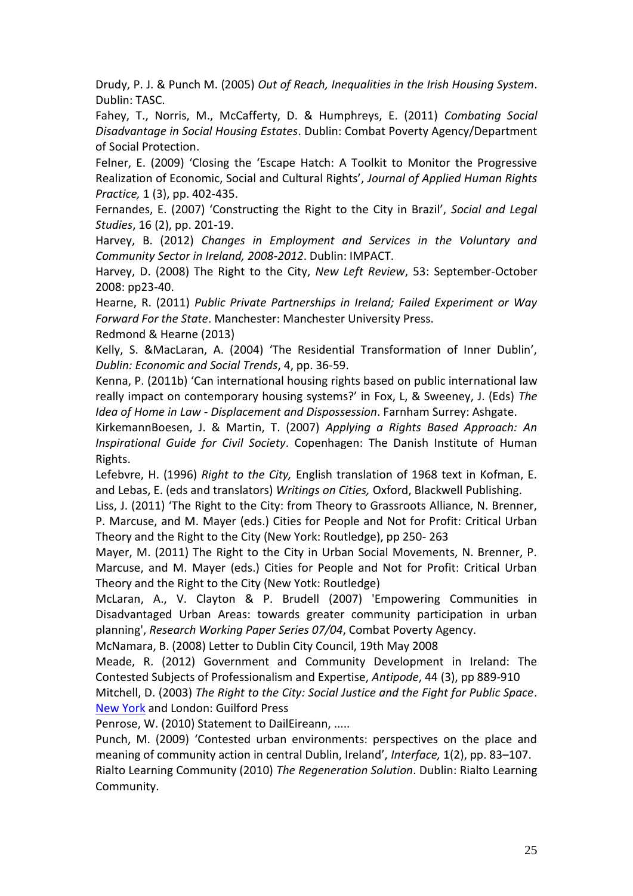Drudy, P. J. & Punch M. (2005) *Out of Reach, Inequalities in the Irish Housing System*. Dublin: TASC.

Fahey, T., Norris, M., McCafferty, D. & Humphreys, E. (2011) *Combating Social Disadvantage in Social Housing Estates*. Dublin: Combat Poverty Agency/Department of Social Protection.

Felner, E. (2009) 'Closing the 'Escape Hatch: A Toolkit to Monitor the Progressive Realization of Economic, Social and Cultural Rights', *Journal of Applied Human Rights Practice,* 1 (3), pp. 402-435.

Fernandes, E. (2007) 'Constructing the Right to the City in Brazil', *Social and Legal Studies*, 16 (2), pp. 201-19.

Harvey, B. (2012) *Changes in Employment and Services in the Voluntary and Community Sector in Ireland, 2008-2012*. Dublin: IMPACT.

Harvey, D. (2008) The Right to the City, *New Left Review*, 53: September-October 2008: pp23-40.

Hearne, R. (2011) *Public Private Partnerships in Ireland; Failed Experiment or Way Forward For the State*. Manchester: Manchester University Press.

Redmond & Hearne (2013)

Kelly, S. &MacLaran, A. (2004) 'The Residential Transformation of Inner Dublin', *Dublin: Economic and Social Trends*, 4, pp. 36-59.

Kenna, P. (2011b) 'Can international housing rights based on public international law really impact on contemporary housing systems?' in Fox, L, & Sweeney, J. (Eds) *The Idea of Home in Law - Displacement and Dispossession*. Farnham Surrey: Ashgate.

KirkemannBoesen, J. & Martin, T. (2007) *Applying a Rights Based Approach: An Inspirational Guide for Civil Society*. Copenhagen: The Danish Institute of Human Rights.

Lefebvre, H. (1996) *Right to the City,* English translation of 1968 text in Kofman, E. and Lebas, E. (eds and translators) *Writings on Cities,* Oxford, Blackwell Publishing.

Liss, J. (2011) 'The Right to the City: from Theory to Grassroots Alliance, N. Brenner, P. Marcuse, and M. Mayer (eds.) Cities for People and Not for Profit: Critical Urban Theory and the Right to the City (New York: Routledge), pp 250- 263

Mayer, M. (2011) The Right to the City in Urban Social Movements, N. Brenner, P. Marcuse, and M. Mayer (eds.) Cities for People and Not for Profit: Critical Urban Theory and the Right to the City (New Yotk: Routledge)

McLaran, A., V. Clayton & P. Brudell (2007) 'Empowering Communities in Disadvantaged Urban Areas: towards greater community participation in urban planning', *Research Working Paper Series 07/04*, Combat Poverty Agency.

McNamara, B. (2008) Letter to Dublin City Council, 19th May 2008

Meade, R. (2012) Government and Community Development in Ireland: The Contested Subjects of Professionalism and Expertise, *Antipode*, 44 (3), pp 889-910

Mitchell, D. (2003) *The Right to the City: Social Justice and the Fight for Public Space*. New York and London: Guilford Press

Penrose, W. (2010) Statement to DailEireann, .....

Punch, M. (2009) 'Contested urban environments: perspectives on the place and meaning of community action in central Dublin, Ireland', *Interface,* 1(2), pp. 83–107.

Rialto Learning Community (2010) *The Regeneration Solution*. Dublin: Rialto Learning Community.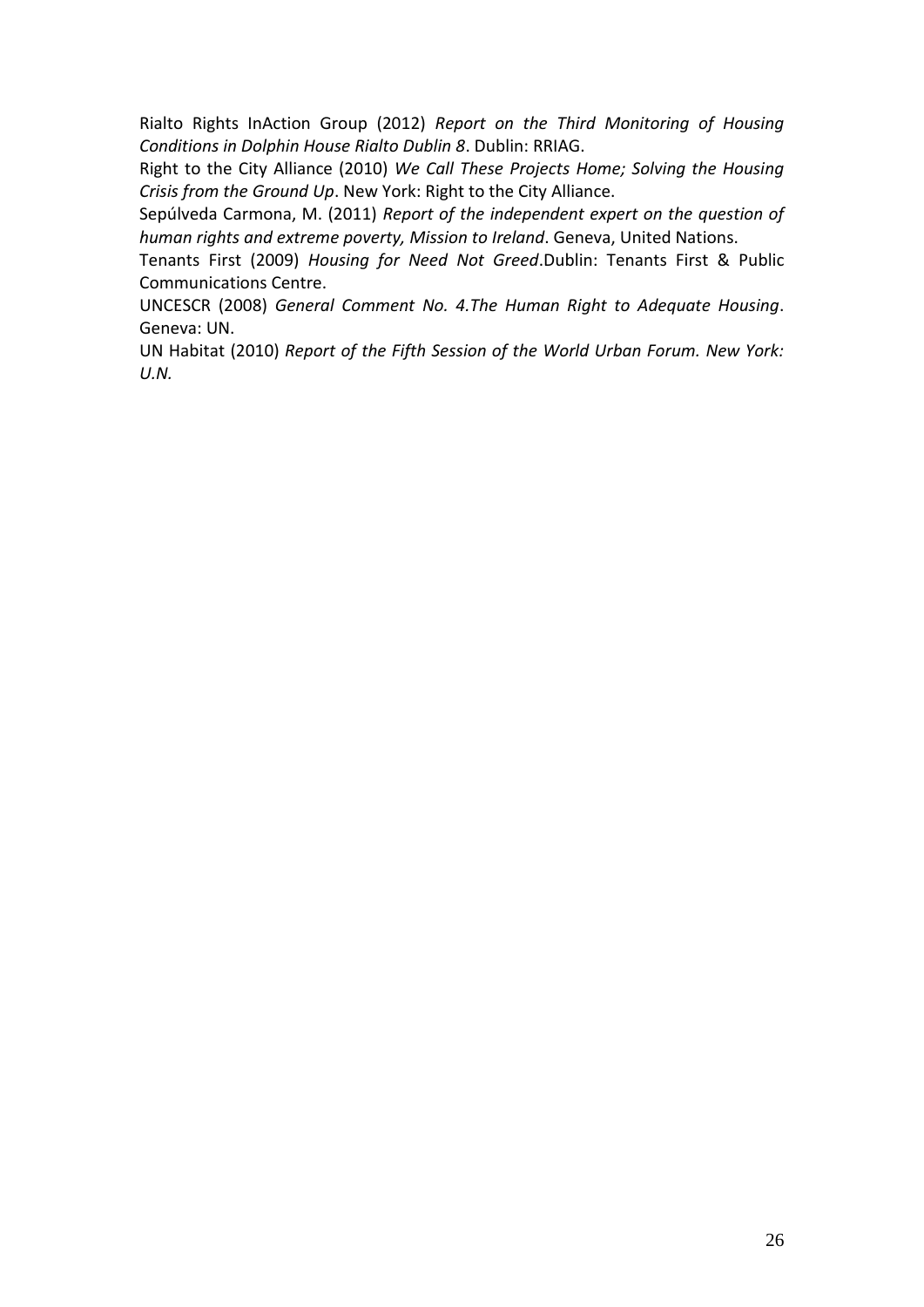Rialto Rights InAction Group (2012) *Report on the Third Monitoring of Housing Conditions in Dolphin House Rialto Dublin 8*. Dublin: RRIAG.

Right to the City Alliance (2010) *We Call These Projects Home; Solving the Housing Crisis from the Ground Up*. New York: Right to the City Alliance.

Sepúlveda Carmona, M. (2011) *Report of the independent expert on the question of human rights and extreme poverty, Mission to Ireland*. Geneva, United Nations.

Tenants First (2009) *Housing for Need Not Greed*.Dublin: Tenants First & Public Communications Centre.

UNCESCR (2008) *General Comment No. 4.The Human Right to Adequate Housing*. Geneva: UN.

UN Habitat (2010) *Report of the Fifth Session of the World Urban Forum. New York: U.N.*